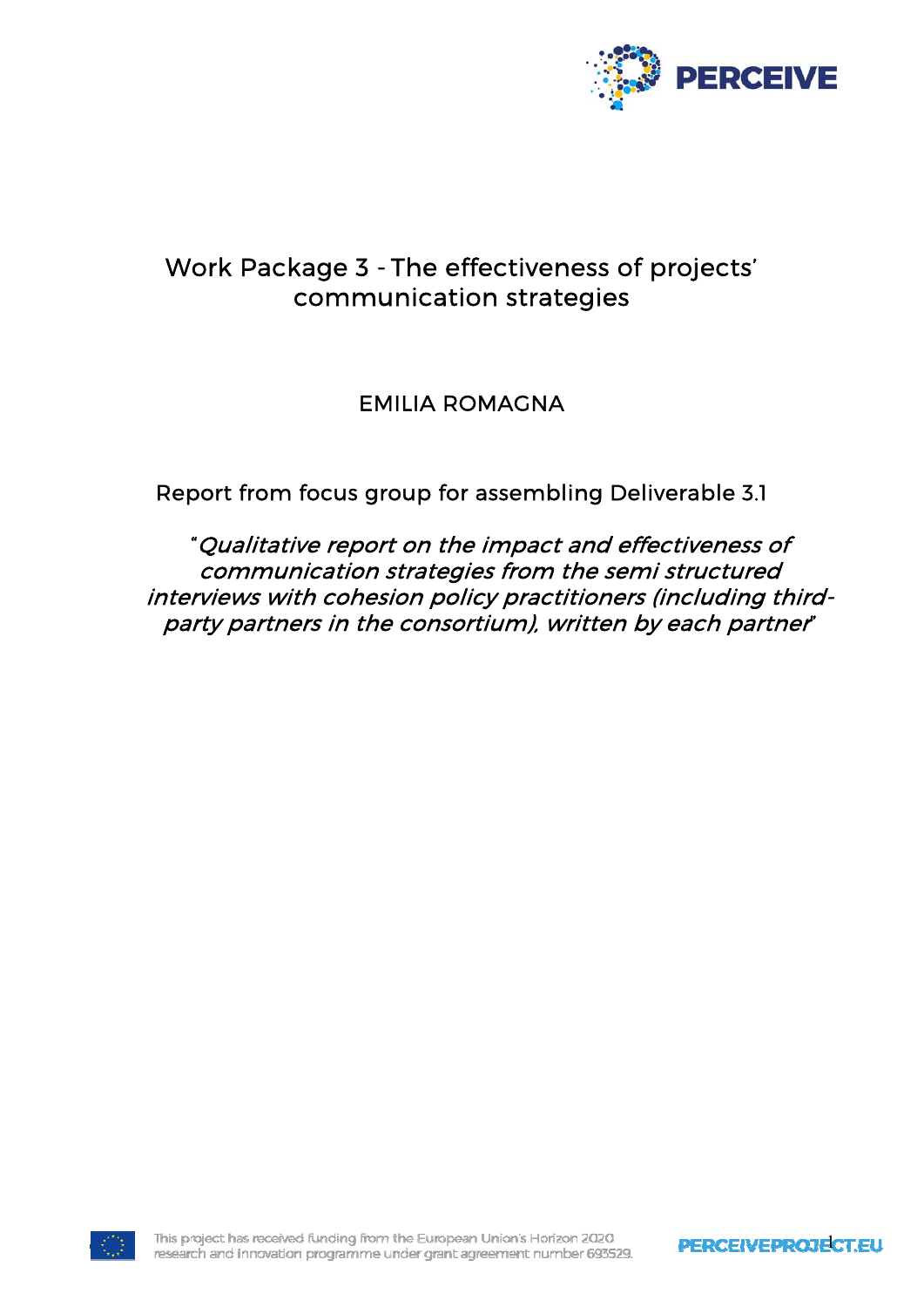# Work Package 3 - The effectiveness of projects' communication strategies

## EMILIA ROMAGNA

Report from focus group for assembling Deliverable 3.1

*"Qualitative report on the impact and effectiveness of communication strategies from the semi structured interviews with cohesion policy practitioners (including third-party partners in the consortium), written by each partner"*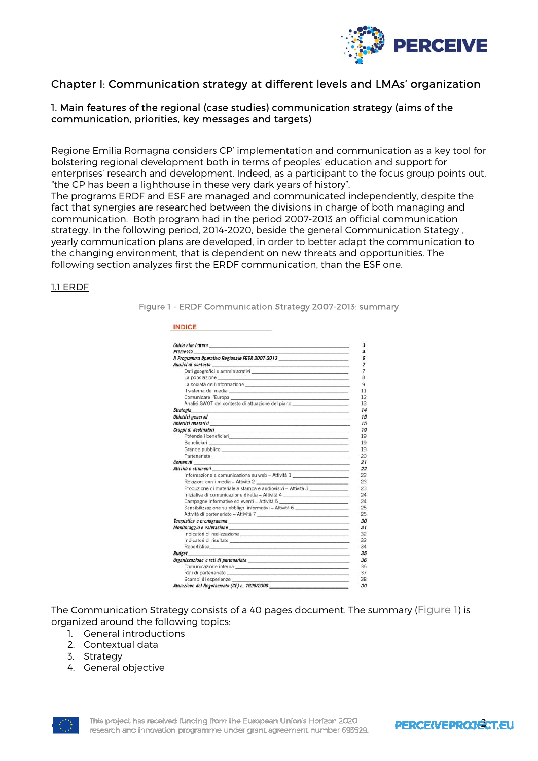## Chapter I: Communication strategy at different levels and LMAs' organization

### 1. Main features of the regional (case studies) communication strategy (aims of the communication, priorities, key messages and targets)

Regione Emilia Romagna considers CP' implementation and communication as a key tool for bolstering regional development both in terms of peoples' education and support for enterprises' research and development. Indeed, as a participant to the focus group points out, "the CP has been a lighthouse in these very dark years of history".
The programs ERDF and ESF are managed and communicated independently, despite the fact that synergies are researched between the divisions in charge of both managing and communication. Both program had in the period 2007-2013 an official communication strategy. In the following period, 2014-2020, beside the general Communication Stategy , yearly communication plans are developed, in order to better adapt the communication to the changing environment, that is dependent on new threats and opportunities. The following section analyzes first the ERDF communication, than the ESF one.

#### 1.1 ERDF

Figure 1 - ERDF Communication Strategy 2007-2013: summary

**INDICE**

| | |
|---|---|
| *Guida alla lettura* | *3* |
| *Premessa* | *4* |
| *Il Programma Operativo Regionale FESR 2007-2013* | *6* |
| *Analisi di contesto* | *7* |
| Dati geografici e amministrativi | 7 |
| La popolazione | 8 |
| La società dell'informazione | 9 |
| Il sistema dei media | 11 |
| Comunicare l'Europa | 12 |
| Analisi SWOT del contesto di attuazione del piano | 13 |
| *Strategia* | *14* |
| *Obiettivi generali* | *15* |
| *Obiettivi operativi* | *15* |
| *Gruppi di destinatari* | *19* |
| Potenziali beneficiari | 19 |
| Beneficiari | 19 |
| Grande pubblico | 19 |
| Partenariato | 20 |
| *Contenuti* | *21* |
| *Attività e strumenti* | *22* |
| Informazione e comunicazione su web – Attività 1 | 22 |
| Relazioni con i media – Attività 2 | 23 |
| Produzione di materiale a stampa e audiovisivi – Attività 3 | 23 |
| Iniziative di comunicazione diretta – Attività 4 | 24 |
| Campagne informative ed eventi – Attività 5 | 24 |
| Sensibilizzazione su obblighi informativi – Attività 6 | 25 |
| Attività di partenariato – Attività 7 | 25 |
| *Tempistica e cronogramma* | *30* |
| *Monitoraggio e valutazione* | *31* |
| Indicatori di realizzazione | 32 |
| Indicatori di risultato | 33 |
| Reportistica | 34 |
| *Budget* | *35* |
| *Organizzazione e reti di partenariato* | *36* |
| Comunicazione interna | 36 |
| Reti di partenariato | 37 |
| Scambi di esperienze | 38 |
| *Attuazione del Regolamento (CE) n. 1828/2006* | *39* |

The Communication Strategy consists of a 40 pages document. The summary (Figure 1) is organized around the following topics:

1. General introductions
2. Contextual data
3. Strategy
4. General objective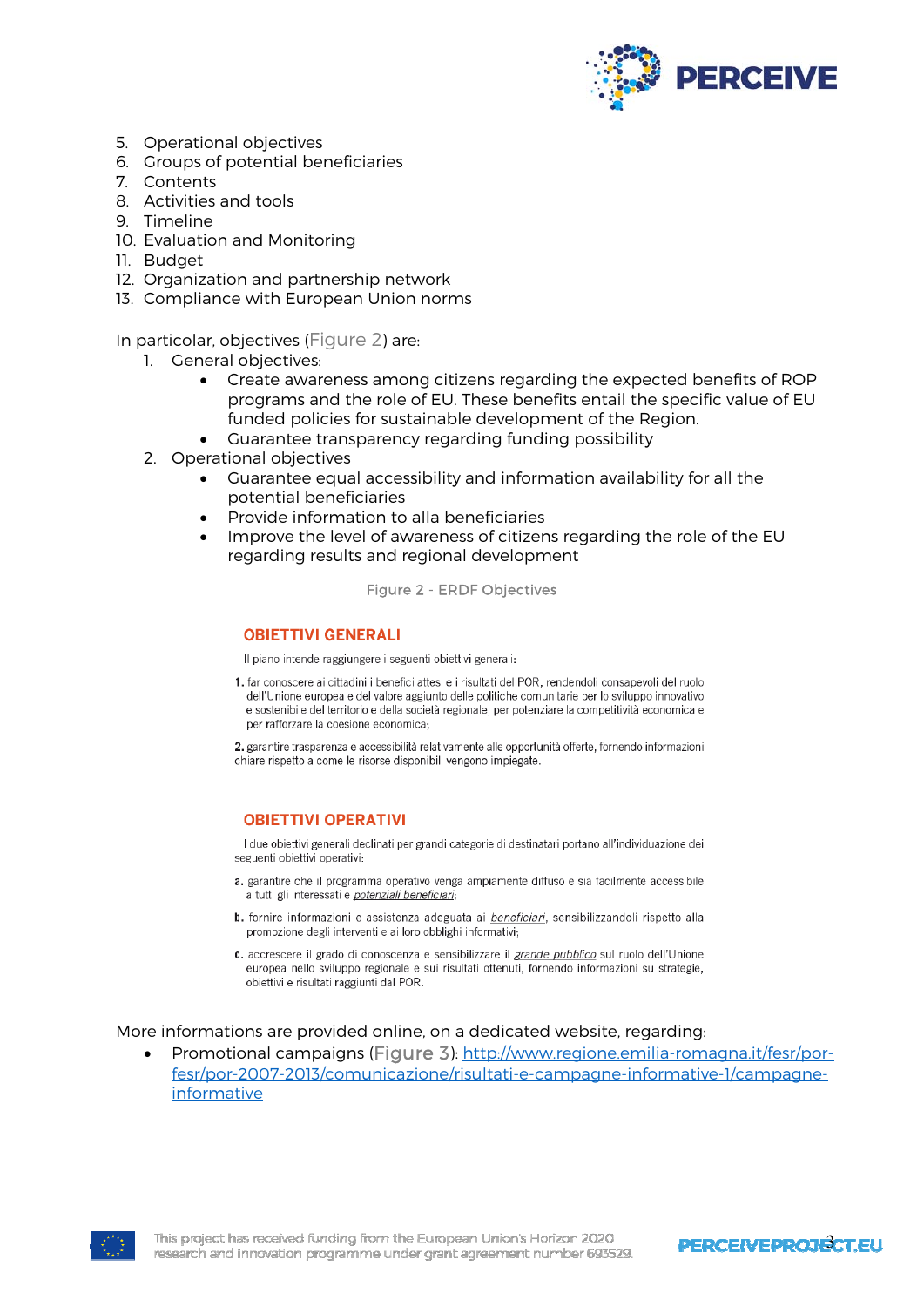5. Operational objectives
6. Groups of potential beneficiaries
7. Contents
8. Activities and tools
9. Timeline
10. Evaluation and Monitoring
11. Budget
12. Organization and partnership network
13. Compliance with European Union norms

In particolar, objectives (Figure 2) are:

1. General objectives:
   - Create awareness among citizens regarding the expected benefits of ROP programs and the role of EU. These benefits entail the specific value of EU funded policies for sustainable development of the Region.
   - Guarantee transparency regarding funding possibility
2. Operational objectives
   - Guarantee equal accessibility and information availability for all the potential beneficiaries
   - Provide information to alla beneficiaries
   - Improve the level of awareness of citizens regarding the role of the EU regarding results and regional development

Figure 2 - ERDF Objectives

**OBIETTIVI GENERALI**

Il piano intende raggiungere i seguenti obiettivi generali:

**1.** far conoscere ai cittadini i benefici attesi e i risultati del POR, rendendoli consapevoli del ruolo dell'Unione europea e del valore aggiunto delle politiche comunitarie per lo sviluppo innovativo e sostenibile del territorio e della società regionale, per potenziare la competitività economica e per rafforzare la coesione economica;

**2.** garantire trasparenza e accessibilità relativamente alle opportunità offerte, fornendo informazioni chiare rispetto a come le risorse disponibili vengono impiegate.

**OBIETTIVI OPERATIVI**

I due obiettivi generali declinati per grandi categorie di destinatari portano all'individuazione dei seguenti obiettivi operativi:

**a.** garantire che il programma operativo venga ampiamente diffuso e sia facilmente accessibile a tutti gli interessati e *potenziali beneficiari*;

**b.** fornire informazioni e assistenza adeguata ai *beneficiari*, sensibilizzandoli rispetto alla promozione degli interventi e ai loro obblighi informativi;

**c.** accrescere il grado di conoscenza e sensibilizzare il *grande pubblico* sul ruolo dell'Unione europea nello sviluppo regionale e sui risultati ottenuti, fornendo informazioni su strategie, obiettivi e risultati raggiunti dal POR.

More informations are provided online, on a dedicated website, regarding:

- Promotional campaigns (Figure 3): http://www.regione.emilia-romagna.it/fesr/por-fesr/por-2007-2013/comunicazione/risultati-e-campagne-informative-1/campagne-informative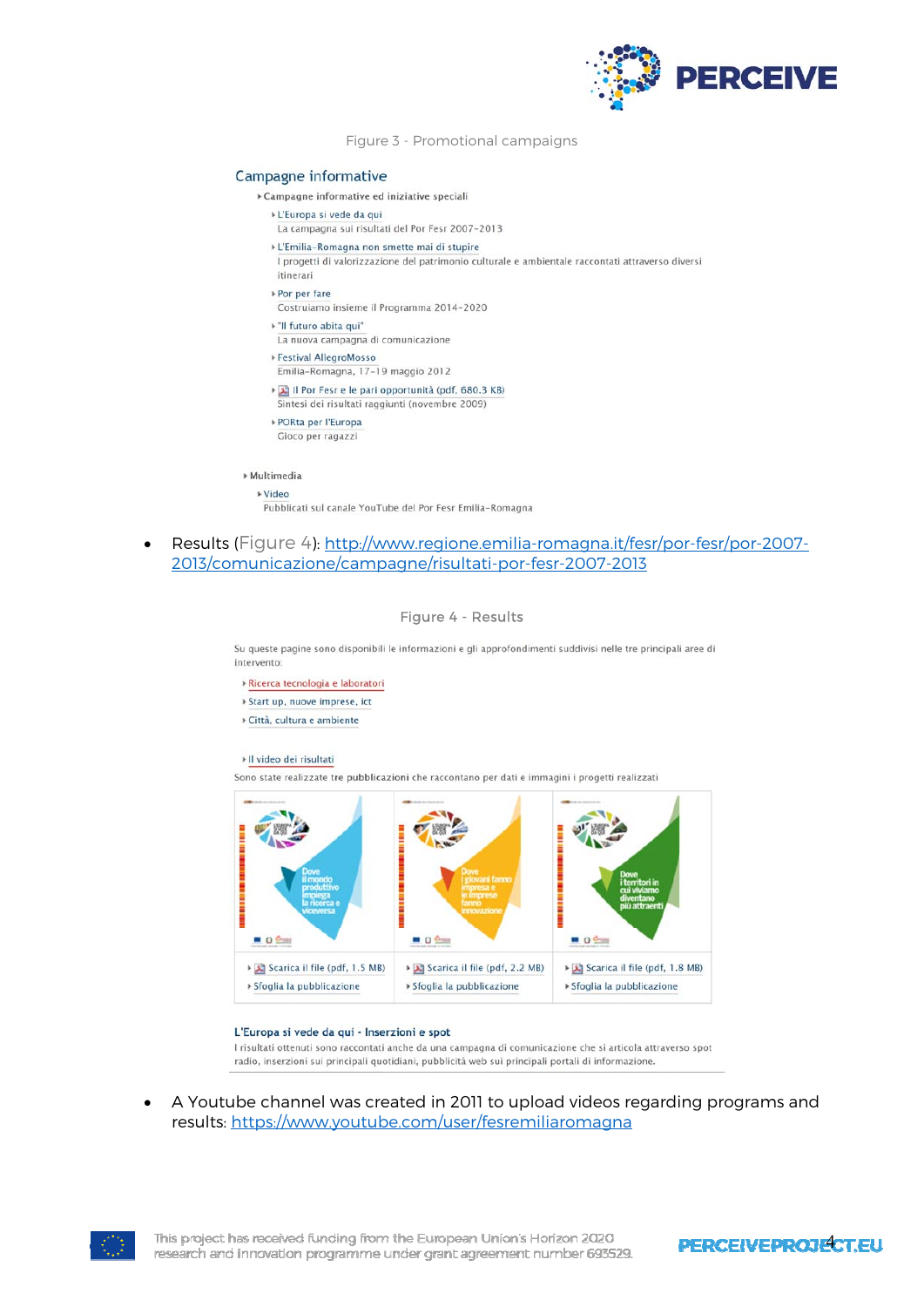Figure 3 - Promotional campaigns

Campagne informative

- Campagne informative ed iniziative speciali
  - L'Europa si vede da qui
    La campagna sui risultati del Por Fesr 2007-2013
  - L'Emilia-Romagna non smette mai di stupire
    I progetti di valorizzazione del patrimonio culturale e ambientale raccontati attraverso diversi itinerari
  - Por per fare
    Costruiamo insieme il Programma 2014-2020
  - "Il futuro abita qui"
    La nuova campagna di comunicazione
  - Festival AllegroMosso
    Emilia-Romagna, 17-19 maggio 2012
  - Il Por Fesr e le pari opportunità (pdf, 680.3 KB)
    Sintesi dei risultati raggiunti (novembre 2009)
  - PORta per l'Europa
    Gioco per ragazzi
- Multimedia
  - Video
    Pubblicati sul canale YouTube del Por Fesr Emilia-Romagna

- Results (Figure 4): http://www.regione.emilia-romagna.it/fesr/por-fesr/por-2007-2013/comunicazione/campagne/risultati-por-fesr-2007-2013

Figure 4 - Results

Su queste pagine sono disponibili le informazioni e gli approfondimenti suddivisi nelle tre principali aree di intervento:

- Ricerca tecnologia e laboratori
- Start up, nuove imprese, ict
- Città, cultura e ambiente

- Il video dei risultati

Sono state realizzate tre pubblicazioni che raccontano per dati e immagini i progetti realizzati

| Dove il mondo produttivo impiega la ricerca e la ricerca viceversa | Dove i giovani fanno impresa e le imprese fanno innovazione | Dove i territori in cui viviamo diventano più attraenti |
|---|---|---|
| Scarica il file (pdf, 1.5 MB) | Scarica il file (pdf, 2.2 MB) | Scarica il file (pdf, 1.8 MB) |
| Sfoglia la pubblicazione | Sfoglia la pubblicazione | Sfoglia la pubblicazione |

**L'Europa si vede da qui - Inserzioni e spot**

I risultati ottenuti sono raccontati anche da una campagna di comunicazione che si articola attraverso spot radio, inserzioni sui principali quotidiani, pubblicità web sui principali portali di informazione.

- A Youtube channel was created in 2011 to upload videos regarding programs and results: https://www.youtube.com/user/fesremiliaromagna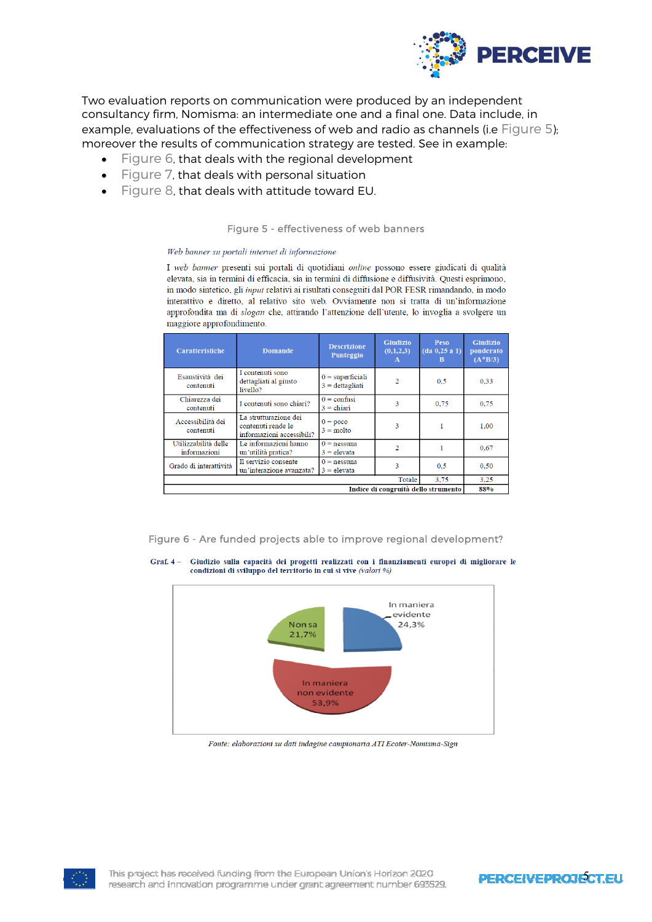Two evaluation reports on communication were produced by an independent consultancy firm, Nomisma: an intermediate one and a final one. Data include, in example, evaluations of the effectiveness of web and radio as channels (i.e Figure 5); moreover the results of communication strategy are tested. See in example:

- Figure 6, that deals with the regional development
- Figure 7, that deals with personal situation
- Figure 8, that deals with attitude toward EU.

Figure 5 - effectiveness of web banners

*Web banner su portali internet di informazione*

I *web banner* presenti sui portali di quotidiani *online* possono essere giudicati di qualità elevata, sia in termini di efficacia, sia in termini di diffusione e diffusività. Questi esprimono, in modo sintetico, gli *input* relativi ai risultati conseguiti dal POR FESR rimandando, in modo interattivo e diretto, al relativo sito web. Ovviamente non si tratta di un'informazione approfondita ma di *slogan* che, attirando l'attenzione dell'utente, lo invoglia a svolgere un maggiore approfondimento.

| Caratteristiche | Domande | Descrizione Punteggio | Giudizio (0,1,2,3) A | Peso (da 0,25 a 1) B | Giudizio ponderato (A*B/3) |
|---|---|---|---|---|---|
| Esaustività dei contenuti | I contenuti sono dettagliati al giusto livello? | 0 = superficiali 3 = dettagliati | 2 | 0,5 | 0,33 |
| Chiarezza dei contenuti | I contenuti sono chiari? | 0 = confusi 3 = chiari | 3 | 0,75 | 0,75 |
| Accessibilità dei contenuti | La strutturazione dei contenuti rende le informazioni accessibili? | 0 = poco 3 = molto | 3 | 1 | 1,00 |
| Utilizzabilità delle informazioni | Le informazioni hanno un'utilità pratica? | 0 = nessuna 3 = elevata | 2 | 1 | 0,67 |
| Grado di interattività | Il servizio consente un'interazione avanzata? | 0 = nessuna 3 = elevata | 3 | 0,5 | 0,50 |
| | | | Totale | 3,75 | 3,25 |
| | | | | Indice di congruità dello strumento | 88% |

Figure 6 - Are funded projects able to improve regional development?

**Graf. 4 – Giudizio sulla capacità dei progetti realizzati con i finanziamenti europei di migliorare le condizioni di sviluppo del territorio in cui si vive** *(valori %)*

| Risposta | Valore |
|---|---|
| In maniera evidente | 24,3% |
| In maniera non evidente | 53,9% |
| Non sa | 21,7% |

*Fonte: elaborazioni su dati indagine campionaria ATI Ecoter-Nomisma-Sign*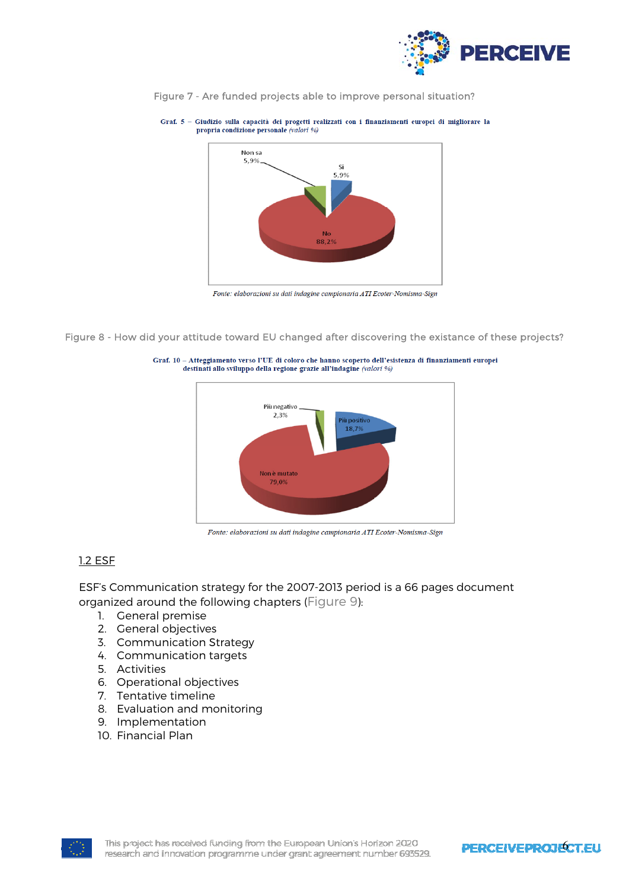Figure 7 - Are funded projects able to improve personal situation?

Graf. 5 – Giudizio sulla capacità dei progetti realizzati con i finanziamenti europei di migliorare la propria condizione personale *(valori %)*

Non sa 5,9%
Si 5,9%
No 88,2%

*Fonte: elaborazioni su dati indagine campionaria ATI Ecoter-Nomisma-Sign*

Figure 8 - How did your attitude toward EU changed after discovering the existance of these projects?

Graf. 10 – Atteggiamento verso l'UE di coloro che hanno scoperto dell'esistenza di finanziamenti europei destinati allo sviluppo della regione grazie all'indagine *(valori %)*

Più negativo 2,3%
Più positivo 18,7%
Non è mutato 79,0%

*Fonte: elaborazioni su dati indagine campionaria ATI Ecoter-Nomisma-Sign*

## 1.2 ESF

ESF's Communication strategy for the 2007-2013 period is a 66 pages document organized around the following chapters (Figure 9):

1. General premise
2. General objectives
3. Communication Strategy
4. Communication targets
5. Activities
6. Operational objectives
7. Tentative timeline
8. Evaluation and monitoring
9. Implementation
10. Financial Plan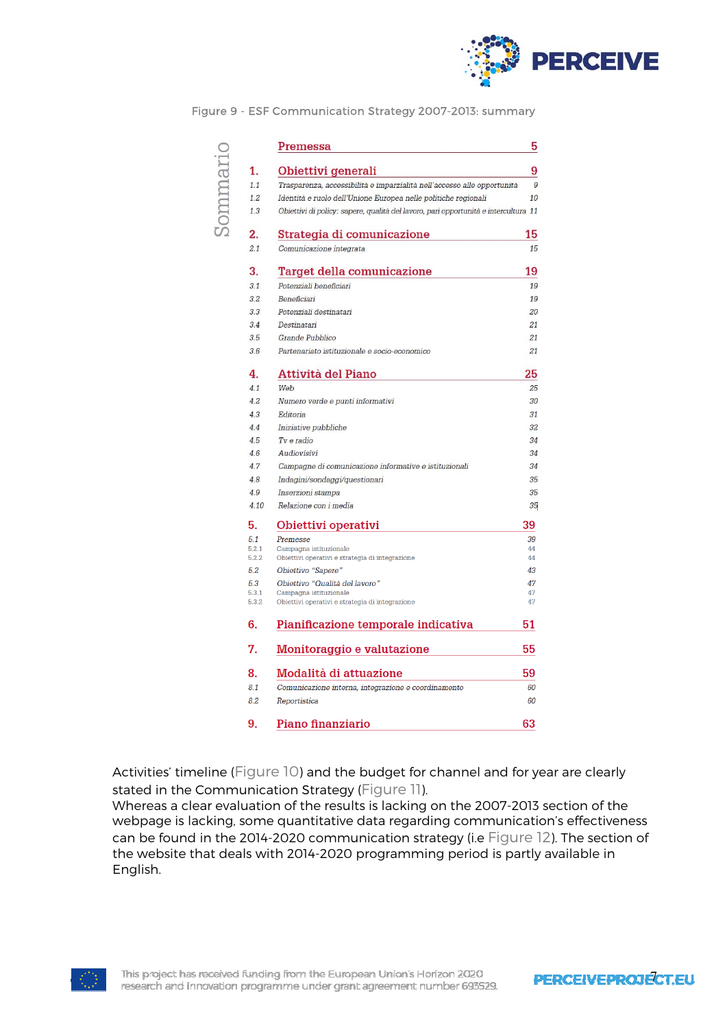Figure 9 - ESF Communication Strategy 2007-2013: summary

**Sommario**

| | | |
|---|---|---|
| | **Premessa** | **5** |
| **1.** | **Obiettivi generali** | **9** |
| 1.1 | Trasparenza, accessibilità e imparzialità nell'accesso alle opportunità | 9 |
| 1.2 | Identità e ruolo dell'Unione Europea nelle politiche regionali | 10 |
| 1.3 | Obiettivi di policy: sapere, qualità del lavoro, pari opportunità e intercultura | 11 |
| **2.** | **Strategia di comunicazione** | **15** |
| 2.1 | Comunicazione integrata | 15 |
| **3.** | **Target della comunicazione** | **19** |
| 3.1 | Potenziali beneficiari | 19 |
| 3.2 | Beneficiari | 19 |
| 3.3 | Potenziali destinatari | 20 |
| 3.4 | Destinatari | 21 |
| 3.5 | Grande Pubblico | 21 |
| 3.6 | Partenariato istituzionale e socio-economico | 21 |
| **4.** | **Attività del Piano** | **25** |
| 4.1 | Web | 25 |
| 4.2 | Numero verde e punti informativi | 30 |
| 4.3 | Editoria | 31 |
| 4.4 | Iniziative pubbliche | 32 |
| 4.5 | Tv e radio | 34 |
| 4.6 | Audiovisivi | 34 |
| 4.7 | Campagne di comunicazione informative e istituzionali | 34 |
| 4.8 | Indagini/sondaggi/questionari | 35 |
| 4.9 | Inserzioni stampa | 35 |
| 4.10 | Relazione con i media | 35 |
| **5.** | **Obiettivi operativi** | **39** |
| 5.1 | Premesse | 39 |
| 5.2.1 | Campagna istituzionale | 44 |
| 5.2.2 | Obiettivi operativi e strategia di integrazione | 44 |
| 5.2 | Obiettivo "Sapere" | 43 |
| 5.3 | Obiettivo "Qualità del lavoro" | 47 |
| 5.3.1 | Campagna istituzionale | 47 |
| 5.3.2 | Obiettivi operativi e strategia di integrazione | 47 |
| **6.** | **Pianificazione temporale indicativa** | **51** |
| **7.** | **Monitoraggio e valutazione** | **55** |
| **8.** | **Modalità di attuazione** | **59** |
| 8.1 | Comunicazione interna, integrazione e coordinamento | 60 |
| 8.2 | Reportistica | 60 |
| **9.** | **Piano finanziario** | **63** |

Activities' timeline (Figure 10) and the budget for channel and for year are clearly stated in the Communication Strategy (Figure 11).
Whereas a clear evaluation of the results is lacking on the 2007-2013 section of the webpage is lacking, some quantitative data regarding communication's effectiveness can be found in the 2014-2020 communication strategy (i.e Figure 12). The section of the website that deals with 2014-2020 programming period is partly available in English.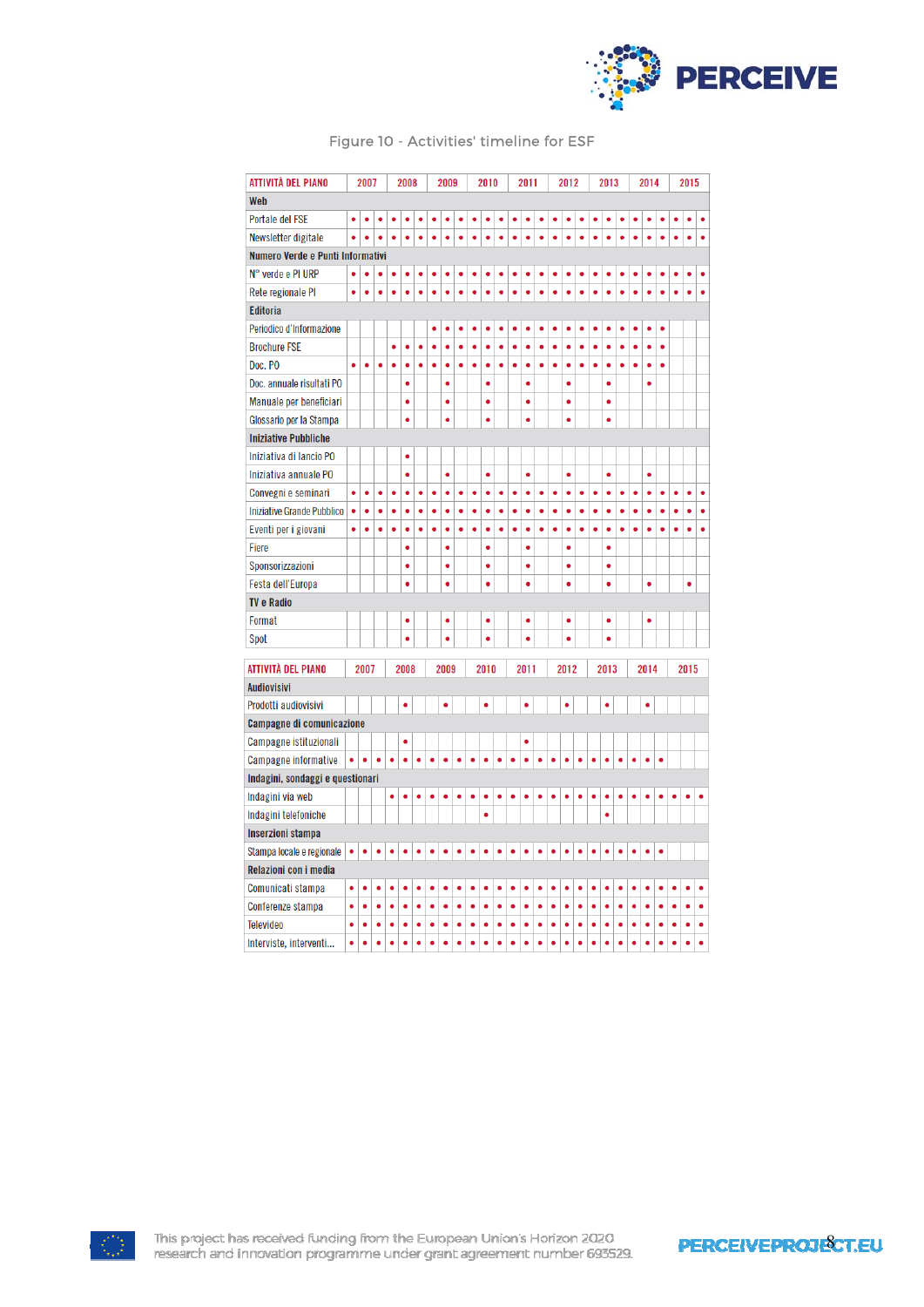Figure 10 - Activities' timeline for ESF

| ATTIVITÀ DEL PIANO | 2007 | | | 2008 | | | 2009 | | | 2010 | | | 2011 | | | 2012 | | | 2013 | | | 2014 | | | 2015 | | |
|---|---|---|---|---|---|---|---|---|---|---|---|---|---|---|---|---|---|---|---|---|---|---|---|---|---|---|---|
| **Web** | | | | | | | | | | | | | | | | | | | | | | | | | | | |
| Portale del FSE | • | • | • | • | • | • | • | • | • | • | • | • | • | • | • | • | • | • | • | • | • | • | • | • | • | • | • |
| Newsletter digitale | • | • | • | • | • | • | • | • | • | • | • | • | • | • | • | • | • | • | • | • | • | • | • | • | • | • | • |
| **Numero Verde e Punti Informativi** | | | | | | | | | | | | | | | | | | | | | | | | | | | |
| N° verde e PI URP | • | • | • | • | • | • | • | • | • | • | • | • | • | • | • | • | • | • | • | • | • | • | • | • | • | • | • |
| Rete regionale PI | • | • | • | • | • | • | • | • | • | • | • | • | • | • | • | • | • | • | • | • | • | • | • | • | • | • | • |
| **Editoria** | | | | | | | | | | | | | | | | | | | | | | | | | | | |
| Periodico d'Informazione | | | | | | | • | • | • | • | • | • | • | • | • | • | • | • | • | • | • | • | • | • | | | |
| Brochure FSE | | | | • | • | • | • | • | • | • | • | • | • | • | • | • | • | • | • | • | • | • | • | • | | | |
| Doc. PO | • | • | • | • | • | • | • | • | • | • | • | • | • | • | • | • | • | • | • | • | • | • | • | • | | | |
| Doc. annuale risultati PO | | | | | • | | | • | | | • | | | • | | | • | | | • | | | • | | | | |
| Manuale per beneficiari | | | | | • | | | • | | | • | | | • | | | • | | | • | | | | | | | |
| Glossario per la Stampa | | | | | • | | | • | | | • | | | • | | | • | | | • | | | | | | | |
| **Iniziative Pubbliche** | | | | | | | | | | | | | | | | | | | | | | | | | | | |
| Iniziativa di lancio PO | | | | | • | | | | | | | | | | | | | | | | | | | | | | |
| Iniziativa annuale PO | | | | | • | | | • | | | • | | | • | | | • | | | • | | | • | | | | |
| Convegni e seminari | • | • | • | • | • | • | • | • | • | • | • | • | • | • | • | • | • | • | • | • | • | • | • | • | • | • | • |
| Iniziative Grande Pubblico | • | • | • | • | • | • | • | • | • | • | • | • | • | • | • | • | • | • | • | • | • | • | • | • | • | • | • |
| Eventi per i giovani | • | • | • | • | • | • | • | • | • | • | • | • | • | • | • | • | • | • | • | • | • | • | • | • | • | • | • |
| Fiere | | | | | • | | | • | | | • | | | • | | | • | | | • | | | | | | | |
| Sponsorizzazioni | | | | | • | | | • | | | • | | | • | | | • | | | • | | | | | | | |
| Festa dell'Europa | | | | | • | | | • | | | • | | | • | | | • | | | • | | | • | | | • | |
| **TV e Radio** | | | | | | | | | | | | | | | | | | | | | | | | | | | |
| Format | | | | | • | | | • | | | • | | | • | | | • | | | • | | | • | | | | |
| Spot | | | | | • | | | • | | | • | | | • | | | • | | | • | | | | | | | |

| ATTIVITÀ DEL PIANO | 2007 | | | 2008 | | | 2009 | | | 2010 | | | 2011 | | | 2012 | | | 2013 | | | 2014 | | | 2015 | | |
|---|---|---|---|---|---|---|---|---|---|---|---|---|---|---|---|---|---|---|---|---|---|---|---|---|---|---|---|
| **Audiovisivi** | | | | | | | | | | | | | | | | | | | | | | | | | | | |
| Prodotti audiovisivi | | | | | • | | | • | | | • | | | • | | | • | | | • | | | • | | | | |
| **Campagne di comunicazione** | | | | | | | | | | | | | | | | | | | | | | | | | | | |
| Campagne istituzionali | | | | | • | | | | | | | | | • | | | | | | | | | | | | | |
| Campagne informative | • | • | • | • | • | • | • | • | • | • | • | • | • | • | • | • | • | • | • | • | • | • | • | • | | | |
| **Indagini, sondaggi e questionari** | | | | | | | | | | | | | | | | | | | | | | | | | | | |
| Indagini via web | | | | • | • | • | • | • | • | • | • | • | • | • | • | • | • | • | • | • | • | • | • | • | • | • | • |
| Indagini telefoniche | | | | | | | | | | | • | | | | | | | | | • | | | | | | | |
| **Inserzioni stampa** | | | | | | | | | | | | | | | | | | | | | | | | | | | |
| Stampa locale e regionale | • | • | • | • | • | • | • | • | • | • | • | • | • | • | • | • | • | • | • | • | • | • | • | • | | | |
| **Relazioni con i media** | | | | | | | | | | | | | | | | | | | | | | | | | | | |
| Comunicati stampa | • | • | • | • | • | • | • | • | • | • | • | • | • | • | • | • | • | • | • | • | • | • | • | • | • | • | • |
| Conferenze stampa | • | • | • | • | • | • | • | • | • | • | • | • | • | • | • | • | • | • | • | • | • | • | • | • | • | • | • |
| Televideo | • | • | • | • | • | • | • | • | • | • | • | • | • | • | • | • | • | • | • | • | • | • | • | • | • | • | • |
| Interviste, interventi... | • | • | • | • | • | • | • | • | • | • | • | • | • | • | • | • | • | • | • | • | • | • | • | • | • | • | • |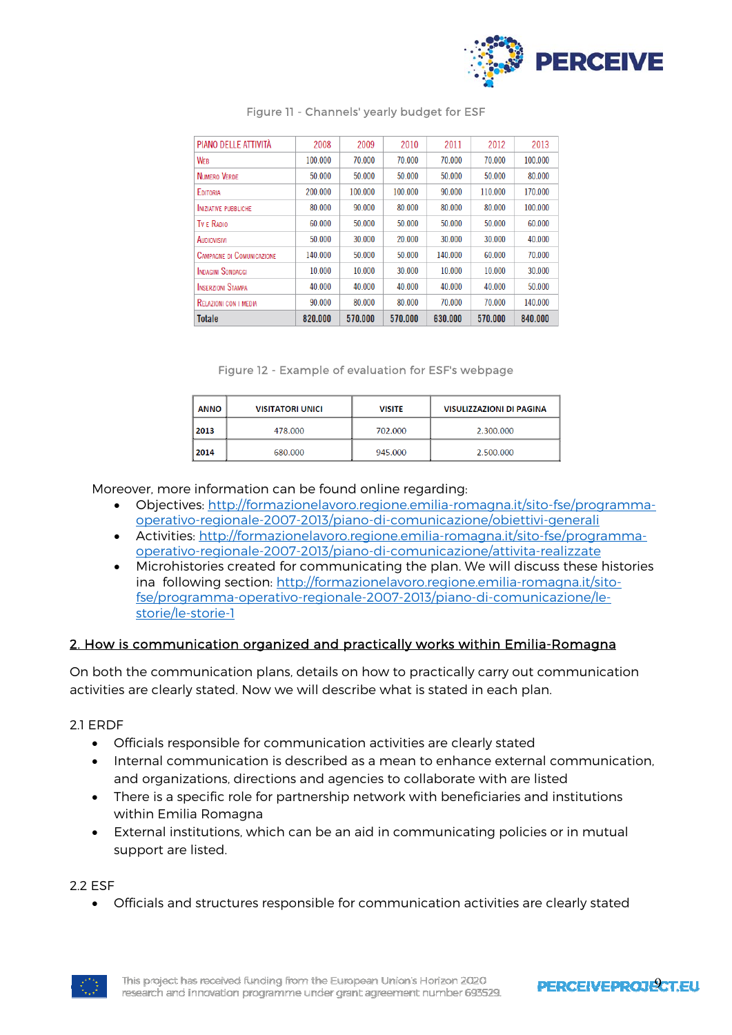Figure 11 - Channels' yearly budget for ESF

| PIANO DELLE ATTIVITÀ | 2008 | 2009 | 2010 | 2011 | 2012 | 2013 |
|---|---|---|---|---|---|---|
| WEB | 100.000 | 70.000 | 70.000 | 70.000 | 70.000 | 100.000 |
| NUMERO VERDE | 50.000 | 50.000 | 50.000 | 50.000 | 50.000 | 80.000 |
| EDITORIA | 200.000 | 100.000 | 100.000 | 90.000 | 110.000 | 170.000 |
| INIZIATIVE PUBBLICHE | 80.000 | 90.000 | 80.000 | 80.000 | 80.000 | 100.000 |
| TV E RADIO | 60.000 | 50.000 | 50.000 | 50.000 | 50.000 | 60.000 |
| AUDIOVISIVI | 50.000 | 30.000 | 20.000 | 30.000 | 30.000 | 40.000 |
| CAMPAGNE DI COMUNICAZIONE | 140.000 | 50.000 | 50.000 | 140.000 | 60.000 | 70.000 |
| INDAGINI SONDAGGI | 10.000 | 10.000 | 30.000 | 10.000 | 10.000 | 30.000 |
| INSERZIONI STAMPA | 40.000 | 40.000 | 40.000 | 40.000 | 40.000 | 50.000 |
| RELAZIONI CON I MEDIA | 90.000 | 80.000 | 80.000 | 70.000 | 70.000 | 140.000 |
| **Totale** | **820.000** | **570.000** | **570.000** | **630.000** | **570.000** | **840.000** |

Figure 12 - Example of evaluation for ESF's webpage

| ANNO | VISITATORI UNICI | VISITE | VISULIZZAZIONI DI PAGINA |
|---|---|---|---|
| 2013 | 478.000 | 702.000 | 2.300.000 |
| 2014 | 680.000 | 945.000 | 2.500.000 |

Moreover, more information can be found online regarding:

- Objectives: http://formazionelavoro.regione.emilia-romagna.it/sito-fse/programma-operativo-regionale-2007-2013/piano-di-comunicazione/obiettivi-generali
- Activities: http://formazionelavoro.regione.emilia-romagna.it/sito-fse/programma-operativo-regionale-2007-2013/piano-di-comunicazione/attivita-realizzate
- Microhistories created for communicating the plan. We will discuss these histories ina following section: http://formazionelavoro.regione.emilia-romagna.it/sito-fse/programma-operativo-regionale-2007-2013/piano-di-comunicazione/le-storie/le-storie-1

## 2. How is communication organized and practically works within Emilia-Romagna

On both the communication plans, details on how to practically carry out communication activities are clearly stated. Now we will describe what is stated in each plan.

### 2.1 ERDF

- Officials responsible for communication activities are clearly stated
- Internal communication is described as a mean to enhance external communication, and organizations, directions and agencies to collaborate with are listed
- There is a specific role for partnership network with beneficiaries and institutions within Emilia Romagna
- External institutions, which can be an aid in communicating policies or in mutual support are listed.

### 2.2 ESF

- Officials and structures responsible for communication activities are clearly stated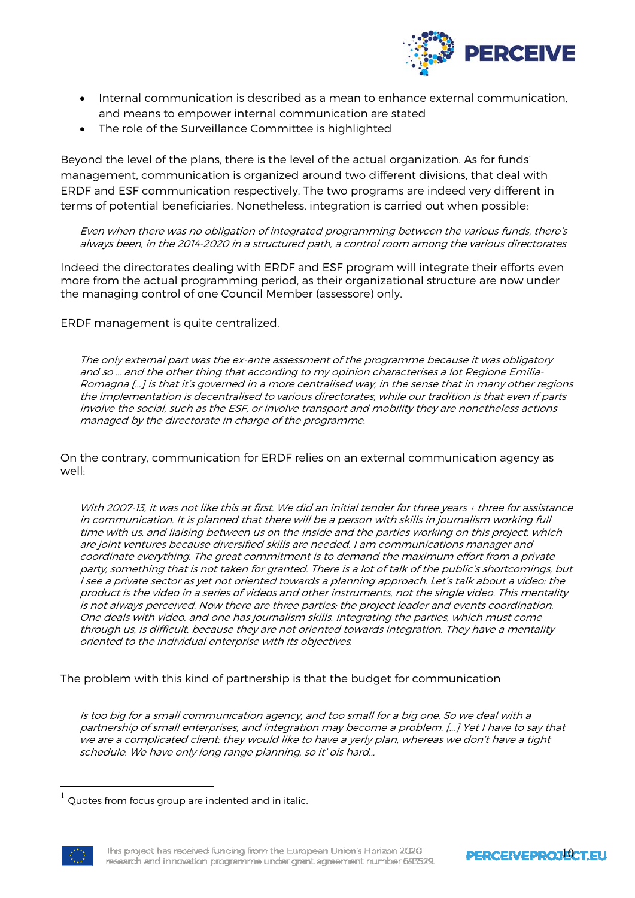- Internal communication is described as a mean to enhance external communication, and means to empower internal communication are stated
- The role of the Surveillance Committee is highlighted

Beyond the level of the plans, there is the level of the actual organization. As for funds' management, communication is organized around two different divisions, that deal with ERDF and ESF communication respectively. The two programs are indeed very different in terms of potential beneficiaries. Nonetheless, integration is carried out when possible:

> *Even when there was no obligation of integrated programming between the various funds, there's always been, in the 2014-2020 in a structured path, a control room among the various directorates*[1]

Indeed the directorates dealing with ERDF and ESF program will integrate their efforts even more from the actual programming period, as their organizational structure are now under the managing control of one Council Member (assessore) only.

ERDF management is quite centralized.

> *The only external part was the ex-ante assessment of the programme because it was obligatory and so … and the other thing that according to my opinion characterises a lot Regione Emilia-Romagna […] is that it's governed in a more centralised way, in the sense that in many other regions the implementation is decentralised to various directorates, while our tradition is that even if parts involve the social, such as the ESF, or involve transport and mobility they are nonetheless actions managed by the directorate in charge of the programme.*

On the contrary, communication for ERDF relies on an external communication agency as well:

> *With 2007-13, it was not like this at first. We did an initial tender for three years + three for assistance in communication. It is planned that there will be a person with skills in journalism working full time with us, and liaising between us on the inside and the parties working on this project, which are joint ventures because diversified skills are needed. I am communications manager and coordinate everything. The great commitment is to demand the maximum effort from a private party, something that is not taken for granted. There is a lot of talk of the public's shortcomings, but I see a private sector as yet not oriented towards a planning approach. Let's talk about a video: the product is the video in a series of videos and other instruments, not the single video. This mentality is not always perceived. Now there are three parties: the project leader and events coordination. One deals with video, and one has journalism skills. Integrating the parties, which must come through us, is difficult, because they are not oriented towards integration. They have a mentality oriented to the individual enterprise with its objectives.*

The problem with this kind of partnership is that the budget for communication

> *Is too big for a small communication agency, and too small for a big one. So we deal with a partnership of small enterprises, and integration may become a problem. […] Yet I have to say that we are a complicated client: they would like to have a yerly plan, whereas we don't have a tight schedule. We have only long range planning, so it' ois hard…*

[1] Quotes from focus group are indented and in italic.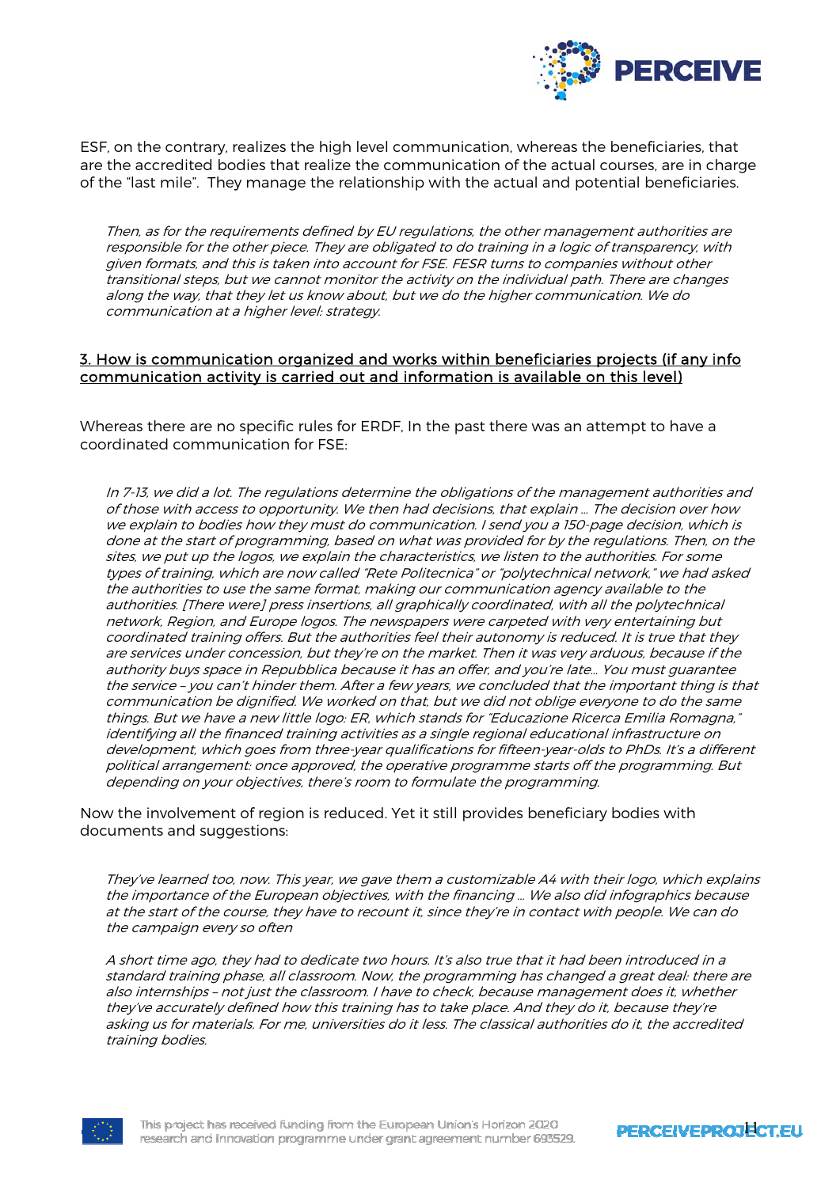ESF, on the contrary, realizes the high level communication, whereas the beneficiaries, that are the accredited bodies that realize the communication of the actual courses, are in charge of the "last mile". They manage the relationship with the actual and potential beneficiaries.

> *Then, as for the requirements defined by EU regulations, the other management authorities are responsible for the other piece. They are obligated to do training in a logic of transparency, with given formats, and this is taken into account for FSE. FESR turns to companies without other transitional steps, but we cannot monitor the activity on the individual path. There are changes along the way, that they let us know about, but we do the higher communication. We do communication at a higher level: strategy.*

<u>3. How is communication organized and works within beneficiaries projects (if any info communication activity is carried out and information is available on this level)</u>

Whereas there are no specific rules for ERDF, In the past there was an attempt to have a coordinated communication for FSE:

> *In 7-13, we did a lot. The regulations determine the obligations of the management authorities and of those with access to opportunity. We then had decisions, that explain … The decision over how we explain to bodies how they must do communication. I send you a 150-page decision, which is done at the start of programming, based on what was provided for by the regulations. Then, on the sites, we put up the logos, we explain the characteristics, we listen to the authorities. For some types of training, which are now called "Rete Politecnica" or "polytechnical network," we had asked the authorities to use the same format, making our communication agency available to the authorities. [There were] press insertions, all graphically coordinated, with all the polytechnical network, Region, and Europe logos. The newspapers were carpeted with very entertaining but coordinated training offers. But the authorities feel their autonomy is reduced. It is true that they are services under concession, but they're on the market. Then it was very arduous, because if the authority buys space in Repubblica because it has an offer, and you're late… You must guarantee the service – you can't hinder them. After a few years, we concluded that the important thing is that communication be dignified. We worked on that, but we did not oblige everyone to do the same things. But we have a new little logo: ER, which stands for "Educazione Ricerca Emilia Romagna," identifying all the financed training activities as a single regional educational infrastructure on development, which goes from three-year qualifications for fifteen-year-olds to PhDs. It's a different political arrangement: once approved, the operative programme starts off the programming. But depending on your objectives, there's room to formulate the programming.*

Now the involvement of region is reduced. Yet it still provides beneficiary bodies with documents and suggestions:

> *They've learned too, now. This year, we gave them a customizable A4 with their logo, which explains the importance of the European objectives, with the financing … We also did infographics because at the start of the course, they have to recount it, since they're in contact with people. We can do the campaign every so often*
>
> *A short time ago, they had to dedicate two hours. It's also true that it had been introduced in a standard training phase, all classroom. Now, the programming has changed a great deal: there are also internships – not just the classroom. I have to check, because management does it, whether they've accurately defined how this training has to take place. And they do it, because they're asking us for materials. For me, universities do it less. The classical authorities do it, the accredited training bodies.*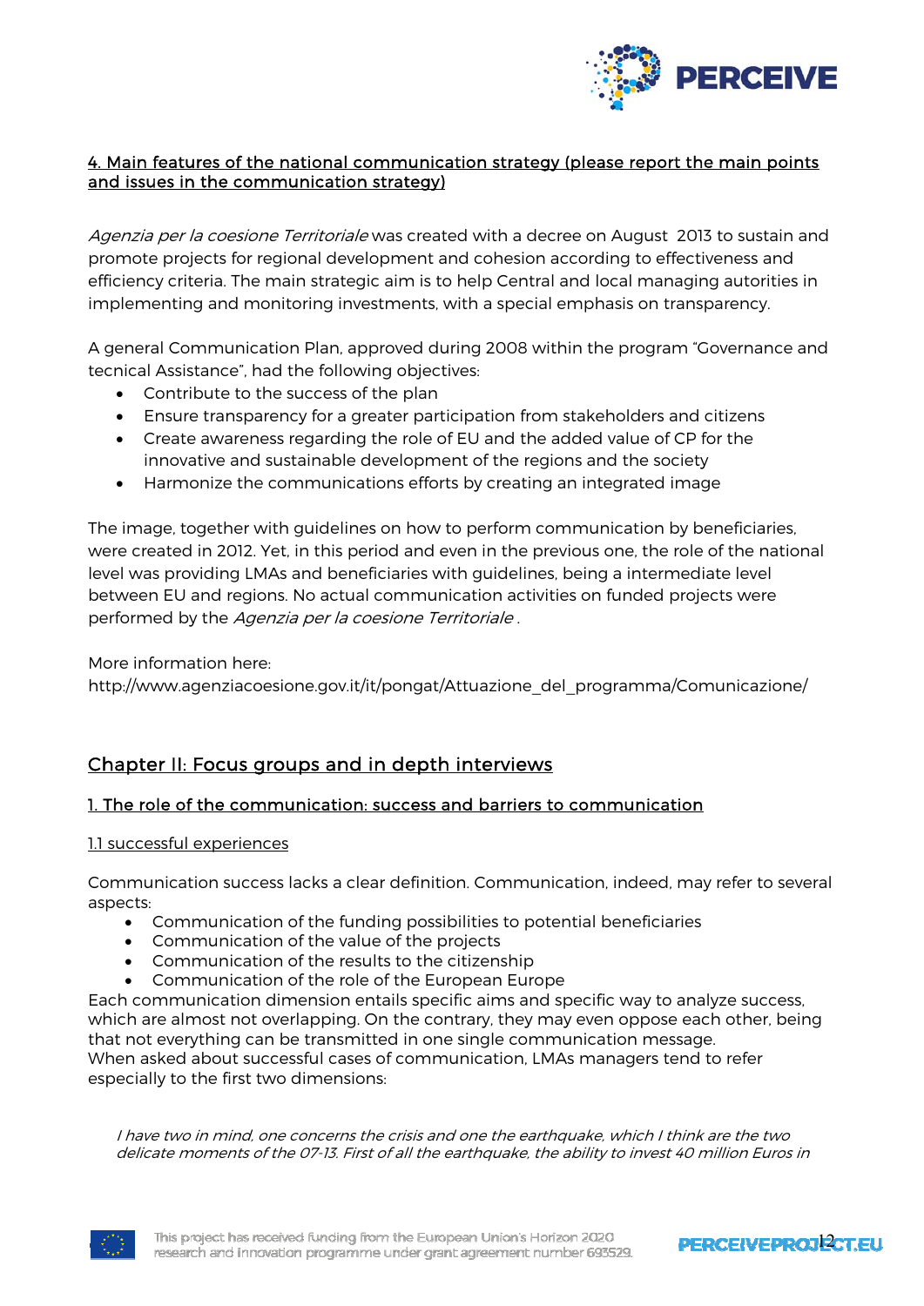4. Main features of the national communication strategy (please report the main points and issues in the communication strategy)

*Agenzia per la coesione Territoriale* was created with a decree on August 2013 to sustain and promote projects for regional development and cohesion according to effectiveness and efficiency criteria. The main strategic aim is to help Central and local managing autorities in implementing and monitoring investments, with a special emphasis on transparency.

A general Communication Plan, approved during 2008 within the program "Governance and tecnical Assistance", had the following objectives:

- Contribute to the success of the plan
- Ensure transparency for a greater participation from stakeholders and citizens
- Create awareness regarding the role of EU and the added value of CP for the innovative and sustainable development of the regions and the society
- Harmonize the communications efforts by creating an integrated image

The image, together with guidelines on how to perform communication by beneficiaries, were created in 2012. Yet, in this period and even in the previous one, the role of the national level was providing LMAs and beneficiaries with guidelines, being a intermediate level between EU and regions. No actual communication activities on funded projects were performed by the *Agenzia per la coesione Territoriale* .

More information here:
http://www.agenziacoesione.gov.it/it/pongat/Attuazione_del_programma/Comunicazione/

## Chapter II: Focus groups and in depth interviews

### 1. The role of the communication: success and barriers to communication

#### 1.1 successful experiences

Communication success lacks a clear definition. Communication, indeed, may refer to several aspects:

- Communication of the funding possibilities to potential beneficiaries
- Communication of the value of the projects
- Communication of the results to the citizenship
- Communication of the role of the European Europe

Each communication dimension entails specific aims and specific way to analyze success, which are almost not overlapping. On the contrary, they may even oppose each other, being that not everything can be transmitted in one single communication message.
When asked about successful cases of communication, LMAs managers tend to refer especially to the first two dimensions:

> *I have two in mind, one concerns the crisis and one the earthquake, which I think are the two delicate moments of the 07-13. First of all the earthquake, the ability to invest 40 million Euros in*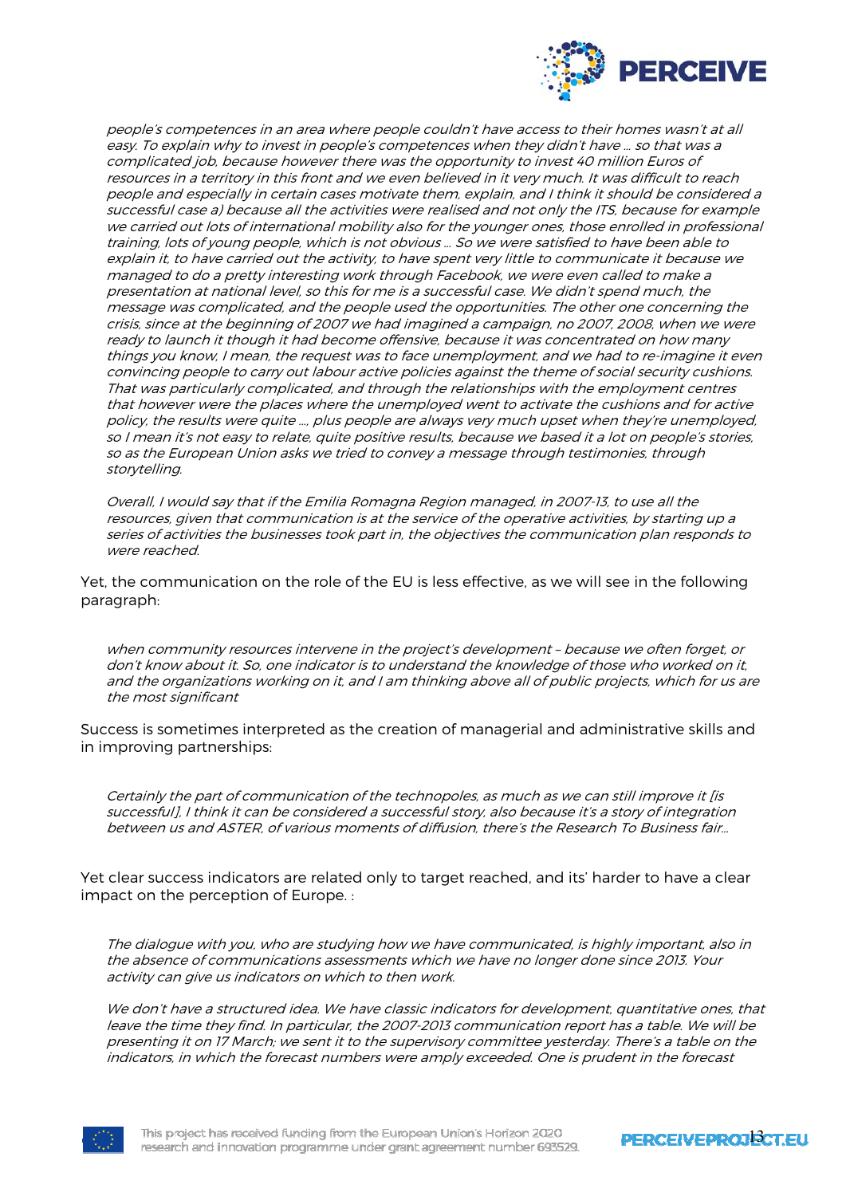*people's competences in an area where people couldn't have access to their homes wasn't at all easy. To explain why to invest in people's competences when they didn't have … so that was a complicated job, because however there was the opportunity to invest 40 million Euros of resources in a territory in this front and we even believed in it very much. It was difficult to reach people and especially in certain cases motivate them, explain, and I think it should be considered a successful case a) because all the activities were realised and not only the ITS, because for example we carried out lots of international mobility also for the younger ones, those enrolled in professional training, lots of young people, which is not obvious … So we were satisfied to have been able to explain it, to have carried out the activity, to have spent very little to communicate it because we managed to do a pretty interesting work through Facebook, we were even called to make a presentation at national level, so this for me is a successful case. We didn't spend much, the message was complicated, and the people used the opportunities. The other one concerning the crisis, since at the beginning of 2007 we had imagined a campaign, no 2007, 2008, when we were ready to launch it though it had become offensive, because it was concentrated on how many things you know, I mean, the request was to face unemployment, and we had to re-imagine it even convincing people to carry out labour active policies against the theme of social security cushions. That was particularly complicated, and through the relationships with the employment centres that however were the places where the unemployed went to activate the cushions and for active policy, the results were quite …, plus people are always very much upset when they're unemployed, so I mean it's not easy to relate, quite positive results, because we based it a lot on people's stories, so as the European Union asks we tried to convey a message through testimonies, through storytelling.*

*Overall, I would say that if the Emilia Romagna Region managed, in 2007-13, to use all the resources, given that communication is at the service of the operative activities, by starting up a series of activities the businesses took part in, the objectives the communication plan responds to were reached.*

Yet, the communication on the role of the EU is less effective, as we will see in the following paragraph:

*when community resources intervene in the project's development – because we often forget, or don't know about it. So, one indicator is to understand the knowledge of those who worked on it, and the organizations working on it, and I am thinking above all of public projects, which for us are the most significant*

Success is sometimes interpreted as the creation of managerial and administrative skills and in improving partnerships:

*Certainly the part of communication of the technopoles, as much as we can still improve it [is successful], I think it can be considered a successful story, also because it's a story of integration between us and ASTER, of various moments of diffusion, there's the Research To Business fair…*

Yet clear success indicators are related only to target reached, and its' harder to have a clear impact on the perception of Europe. :

*The dialogue with you, who are studying how we have communicated, is highly important, also in the absence of communications assessments which we have no longer done since 2013. Your activity can give us indicators on which to then work.*

*We don't have a structured idea. We have classic indicators for development, quantitative ones, that leave the time they find. In particular, the 2007-2013 communication report has a table. We will be presenting it on 17 March; we sent it to the supervisory committee yesterday. There's a table on the indicators, in which the forecast numbers were amply exceeded. One is prudent in the forecast*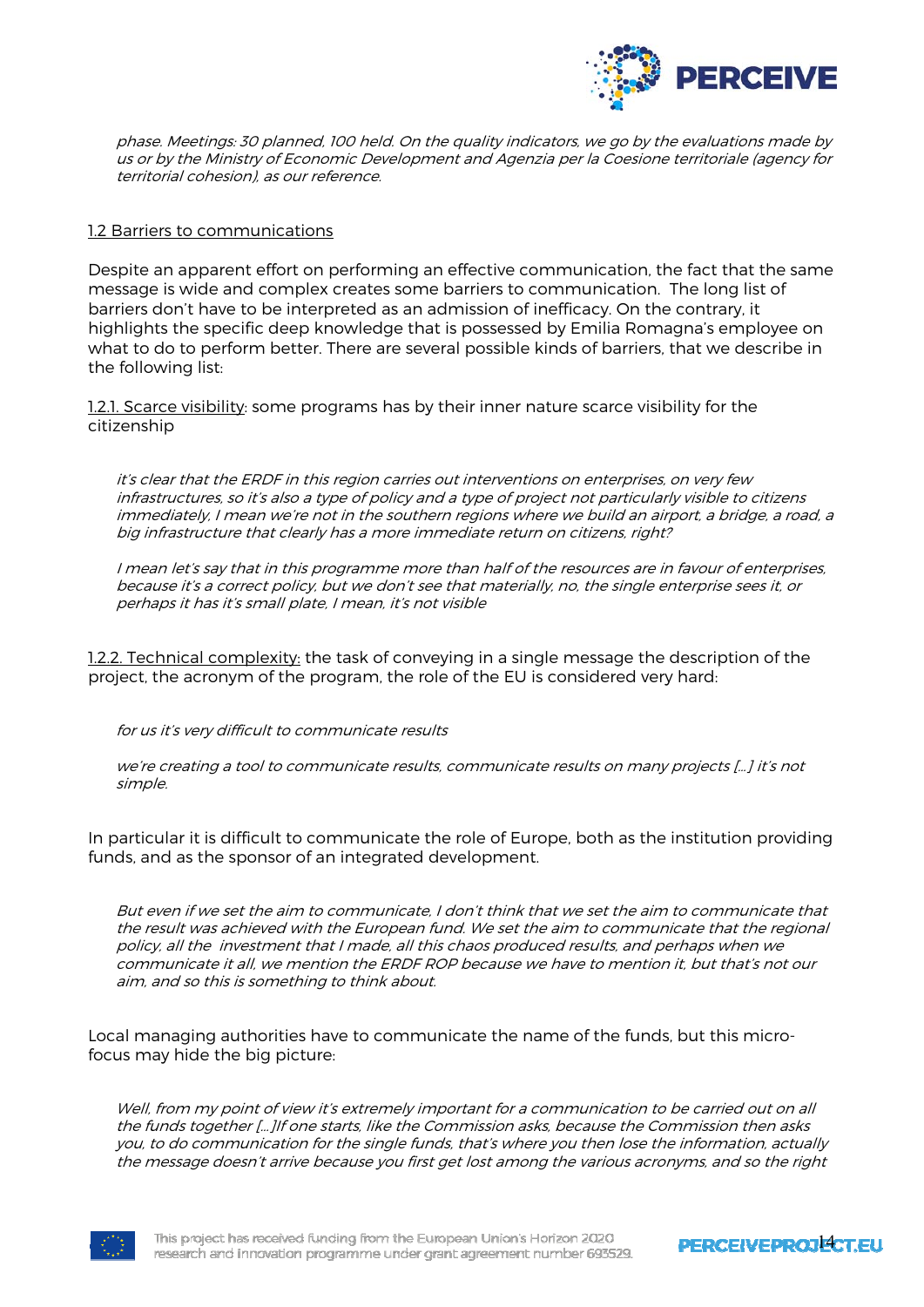*phase. Meetings: 30 planned, 100 held. On the quality indicators, we go by the evaluations made by us or by the Ministry of Economic Development and Agenzia per la Coesione territoriale (agency for territorial cohesion), as our reference.*

1.2 Barriers to communications

Despite an apparent effort on performing an effective communication, the fact that the same message is wide and complex creates some barriers to communication. The long list of barriers don't have to be interpreted as an admission of inefficacy. On the contrary, it highlights the specific deep knowledge that is possessed by Emilia Romagna's employee on what to do to perform better. There are several possible kinds of barriers, that we describe in the following list:

1.2.1. Scarce visibility: some programs has by their inner nature scarce visibility for the citizenship

> *it's clear that the ERDF in this region carries out interventions on enterprises, on very few infrastructures, so it's also a type of policy and a type of project not particularly visible to citizens immediately, I mean we're not in the southern regions where we build an airport, a bridge, a road, a big infrastructure that clearly has a more immediate return on citizens, right?*
>
> *I mean let's say that in this programme more than half of the resources are in favour of enterprises, because it's a correct policy, but we don't see that materially, no, the single enterprise sees it, or perhaps it has it's small plate, I mean, it's not visible*

1.2.2. Technical complexity: the task of conveying in a single message the description of the project, the acronym of the program, the role of the EU is considered very hard:

> *for us it's very difficult to communicate results*
>
> *we're creating a tool to communicate results, communicate results on many projects […] it's not simple.*

In particular it is difficult to communicate the role of Europe, both as the institution providing funds, and as the sponsor of an integrated development.

> *But even if we set the aim to communicate, I don't think that we set the aim to communicate that the result was achieved with the European fund. We set the aim to communicate that the regional policy, all the investment that I made, all this chaos produced results, and perhaps when we communicate it all, we mention the ERDF ROP because we have to mention it, but that's not our aim, and so this is something to think about.*

Local managing authorities have to communicate the name of the funds, but this micro-focus may hide the big picture:

> *Well, from my point of view it's extremely important for a communication to be carried out on all the funds together […]If one starts, like the Commission asks, because the Commission then asks you, to do communication for the single funds, that's where you then lose the information, actually the message doesn't arrive because you first get lost among the various acronyms, and so the right*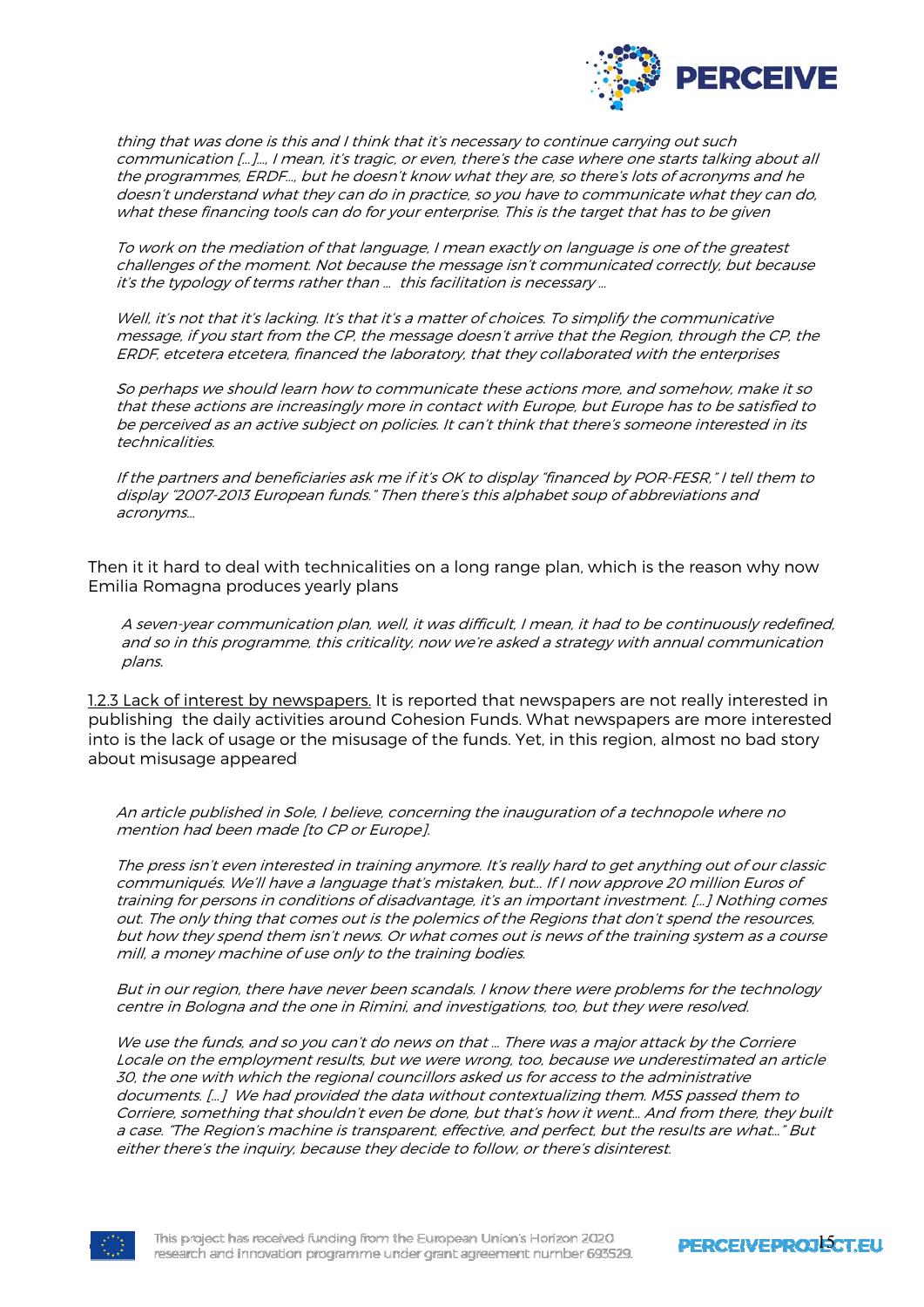*thing that was done is this and I think that it's necessary to continue carrying out such communication [...]..., I mean, it's tragic, or even, there's the case where one starts talking about all the programmes, ERDF..., but he doesn't know what they are, so there's lots of acronyms and he doesn't understand what they can do in practice, so you have to communicate what they can do, what these financing tools can do for your enterprise. This is the target that has to be given*

*To work on the mediation of that language, I mean exactly on language is one of the greatest challenges of the moment. Not because the message isn't communicated correctly, but because it's the typology of terms rather than ... this facilitation is necessary ...*

*Well, it's not that it's lacking. It's that it's a matter of choices. To simplify the communicative message, if you start from the CP, the message doesn't arrive that the Region, through the CP, the ERDF, etcetera etcetera, financed the laboratory, that they collaborated with the enterprises*

*So perhaps we should learn how to communicate these actions more, and somehow, make it so that these actions are increasingly more in contact with Europe, but Europe has to be satisfied to be perceived as an active subject on policies. It can't think that there's someone interested in its technicalities.*

*If the partners and beneficiaries ask me if it's OK to display "financed by POR-FESR," I tell them to display "2007-2013 European funds." Then there's this alphabet soup of abbreviations and acronyms...*

Then it it hard to deal with technicalities on a long range plan, which is the reason why now Emilia Romagna produces yearly plans

*A seven-year communication plan, well, it was difficult, I mean, it had to be continuously redefined, and so in this programme, this criticality, now we're asked a strategy with annual communication plans.*

1.2.3 Lack of interest by newspapers. It is reported that newspapers are not really interested in publishing the daily activities around Cohesion Funds. What newspapers are more interested into is the lack of usage or the misusage of the funds. Yet, in this region, almost no bad story about misusage appeared

*An article published in Sole, I believe, concerning the inauguration of a technopole where no mention had been made [to CP or Europe].*

*The press isn't even interested in training anymore. It's really hard to get anything out of our classic communiqués. We'll have a language that's mistaken, but... If I now approve 20 million Euros of training for persons in conditions of disadvantage, it's an important investment. [...] Nothing comes out. The only thing that comes out is the polemics of the Regions that don't spend the resources, but how they spend them isn't news. Or what comes out is news of the training system as a course mill, a money machine of use only to the training bodies.*

*But in our region, there have never been scandals. I know there were problems for the technology centre in Bologna and the one in Rimini, and investigations, too, but they were resolved.*

*We use the funds, and so you can't do news on that ... There was a major attack by the Corriere Locale on the employment results, but we were wrong, too, because we underestimated an article 30, the one with which the regional councillors asked us for access to the administrative documents. [...] We had provided the data without contextualizing them. M5S passed them to Corriere, something that shouldn't even be done, but that's how it went... And from there, they built a case. "The Region's machine is transparent, effective, and perfect, but the results are what..." But either there's the inquiry, because they decide to follow, or there's disinterest.*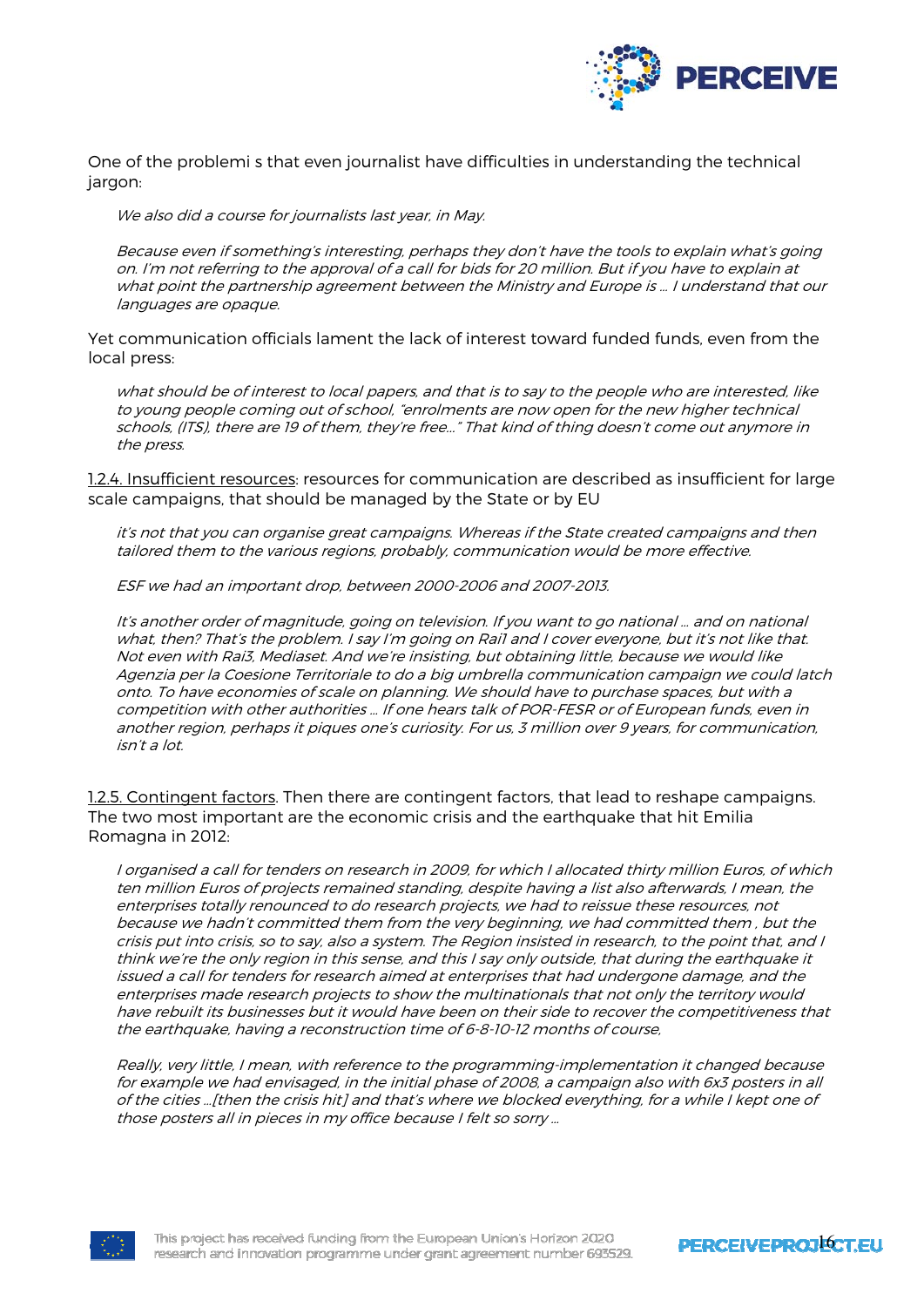One of the problemi s that even journalist have difficulties in understanding the technical jargon:

> *We also did a course for journalists last year, in May.*
>
> *Because even if something's interesting, perhaps they don't have the tools to explain what's going on. I'm not referring to the approval of a call for bids for 20 million. But if you have to explain at what point the partnership agreement between the Ministry and Europe is … I understand that our languages are opaque.*

Yet communication officials lament the lack of interest toward funded funds, even from the local press:

> *what should be of interest to local papers, and that is to say to the people who are interested, like to young people coming out of school, "enrolments are now open for the new higher technical schools, (ITS), there are 19 of them, they're free…" That kind of thing doesn't come out anymore in the press.*

<u>1.2.4. Insufficient resources</u>: resources for communication are described as insufficient for large scale campaigns, that should be managed by the State or by EU

> *it's not that you can organise great campaigns. Whereas if the State created campaigns and then tailored them to the various regions, probably, communication would be more effective.*
>
> *ESF we had an important drop, between 2000-2006 and 2007-2013.*
>
> *It's another order of magnitude, going on television. If you want to go national … and on national what, then? That's the problem. I say I'm going on Rai1 and I cover everyone, but it's not like that. Not even with Rai3, Mediaset. And we're insisting, but obtaining little, because we would like Agenzia per la Coesione Territoriale to do a big umbrella communication campaign we could latch onto. To have economies of scale on planning. We should have to purchase spaces, but with a competition with other authorities … If one hears talk of POR-FESR or of European funds, even in another region, perhaps it piques one's curiosity. For us, 3 million over 9 years, for communication, isn't a lot.*

<u>1.2.5. Contingent factors</u>. Then there are contingent factors, that lead to reshape campaigns. The two most important are the economic crisis and the earthquake that hit Emilia Romagna in 2012:

> *I organised a call for tenders on research in 2009, for which I allocated thirty million Euros, of which ten million Euros of projects remained standing, despite having a list also afterwards, I mean, the enterprises totally renounced to do research projects, we had to reissue these resources, not because we hadn't committed them from the very beginning, we had committed them , but the crisis put into crisis, so to say, also a system. The Region insisted in research, to the point that, and I think we're the only region in this sense, and this I say only outside, that during the earthquake it issued a call for tenders for research aimed at enterprises that had undergone damage, and the enterprises made research projects to show the multinationals that not only the territory would have rebuilt its businesses but it would have been on their side to recover the competitiveness that the earthquake, having a reconstruction time of 6-8-10-12 months of course,*
>
> *Really, very little, I mean, with reference to the programming-implementation it changed because for example we had envisaged, in the initial phase of 2008, a campaign also with 6x3 posters in all of the cities …[then the crisis hit] and that's where we blocked everything, for a while I kept one of those posters all in pieces in my office because I felt so sorry …*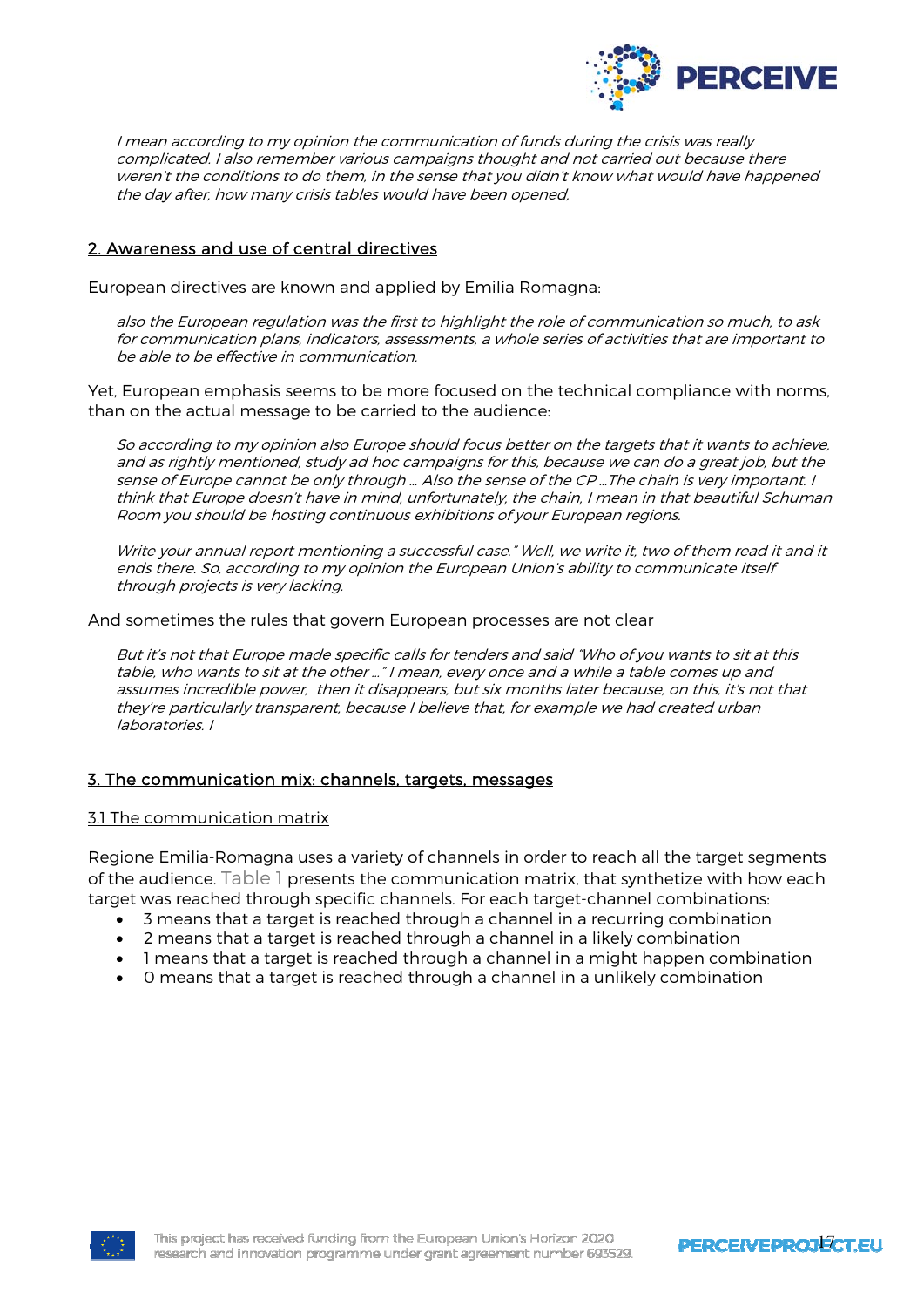*I mean according to my opinion the communication of funds during the crisis was really complicated. I also remember various campaigns thought and not carried out because there weren't the conditions to do them, in the sense that you didn't know what would have happened the day after, how many crisis tables would have been opened,*

## 2. Awareness and use of central directives

European directives are known and applied by Emilia Romagna:

> *also the European regulation was the first to highlight the role of communication so much, to ask for communication plans, indicators, assessments, a whole series of activities that are important to be able to be effective in communication.*

Yet, European emphasis seems to be more focused on the technical compliance with norms, than on the actual message to be carried to the audience:

> *So according to my opinion also Europe should focus better on the targets that it wants to achieve, and as rightly mentioned, study ad hoc campaigns for this, because we can do a great job, but the sense of Europe cannot be only through ... Also the sense of the CP ...The chain is very important. I think that Europe doesn't have in mind, unfortunately, the chain, I mean in that beautiful Schuman Room you should be hosting continuous exhibitions of your European regions.*

> *Write your annual report mentioning a successful case." Well, we write it, two of them read it and it ends there. So, according to my opinion the European Union's ability to communicate itself through projects is very lacking.*

And sometimes the rules that govern European processes are not clear

> *But it's not that Europe made specific calls for tenders and said "Who of you wants to sit at this table, who wants to sit at the other ..." I mean, every once and a while a table comes up and assumes incredible power, then it disappears, but six months later because, on this, it's not that they're particularly transparent, because I believe that, for example we had created urban laboratories. I*

## 3. The communication mix: channels, targets, messages

### 3.1 The communication matrix

Regione Emilia-Romagna uses a variety of channels in order to reach all the target segments of the audience. Table 1 presents the communication matrix, that synthetize with how each target was reached through specific channels. For each target-channel combinations:

- 3 means that a target is reached through a channel in a recurring combination
- 2 means that a target is reached through a channel in a likely combination
- 1 means that a target is reached through a channel in a might happen combination
- 0 means that a target is reached through a channel in a unlikely combination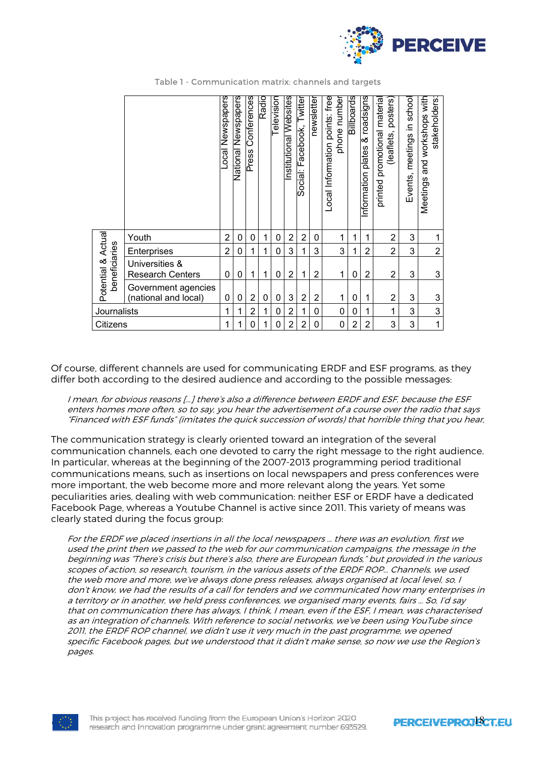Table 1 - Communication matrix: channels and targets

| | | Local Newspapers | National Newspapers | Press Conferences | Radio | Television | Institutional Websites | Social: Facebook, Twitter | newsletter | Local Information points: free phone number | Billboards | Information plates & roadsigns | printed promotional material (leaflets, posters) | Events, meetings in school | Meetings and workshops with stakeholders: |
|---|---|---|---|---|---|---|---|---|---|---|---|---|---|---|---|
| Potential & Actual beneficiaries | Youth | 2 | 0 | 0 | 1 | 0 | 2 | 2 | 0 | 1 | 1 | 1 | 2 | 3 | 1 |
| | Enterprises | 2 | 0 | 1 | 1 | 0 | 3 | 1 | 3 | 3 | 1 | 2 | 2 | 3 | 2 |
| | Universities & Research Centers | 0 | 0 | 1 | 1 | 0 | 2 | 1 | 2 | 1 | 0 | 2 | 2 | 3 | 3 |
| | Government agencies (national and local) | 0 | 0 | 2 | 0 | 0 | 3 | 2 | 2 | 1 | 0 | 1 | 2 | 3 | 3 |
| Journalists | | 1 | 1 | 2 | 1 | 0 | 2 | 1 | 0 | 0 | 0 | 1 | 1 | 3 | 3 |
| Citizens | | 1 | 1 | 0 | 1 | 0 | 2 | 2 | 0 | 0 | 2 | 2 | 3 | 3 | 1 |

Of course, different channels are used for communicating ERDF and ESF programs, as they differ both according to the desired audience and according to the possible messages:

> *I mean, for obvious reasons [...] there's also a difference between ERDF and ESF, because the ESF enters homes more often, so to say, you hear the advertisement of a course over the radio that says "Financed with ESF funds" (imitates the quick succession of words) that horrible thing that you hear,*

The communication strategy is clearly oriented toward an integration of the several communication channels, each one devoted to carry the right message to the right audience. In particular, whereas at the beginning of the 2007-2013 programming period traditional communications means, such as insertions on local newspapers and press conferences were more important, the web become more and more relevant along the years. Yet some peculiarities aries, dealing with web communication: neither ESF or ERDF have a dedicated Facebook Page, whereas a Youtube Channel is active since 2011. This variety of means was clearly stated during the focus group:

> *For the ERDF we placed insertions in all the local newspapers … there was an evolution, first we used the print then we passed to the web for our communication campaigns, the message in the beginning was "There's crisis but there's also, there are European funds," but provided in the various scopes of action, so research, tourism, in the various assets of the ERDF ROP… Channels, we used the web more and more, we've always done press releases, always organised at local level, so, I don't know, we had the results of a call for tenders and we communicated how many enterprises in a territory or in another, we held press conferences, we organised many events, fairs … So, I'd say that on communication there has always, I think, I mean, even if the ESF, I mean, was characterised as an integration of channels. With reference to social networks, we've been using YouTube since 2011, the ERDF ROP channel, we didn't use it very much in the past programme, we opened specific Facebook pages, but we understood that it didn't make sense, so now we use the Region's pages.*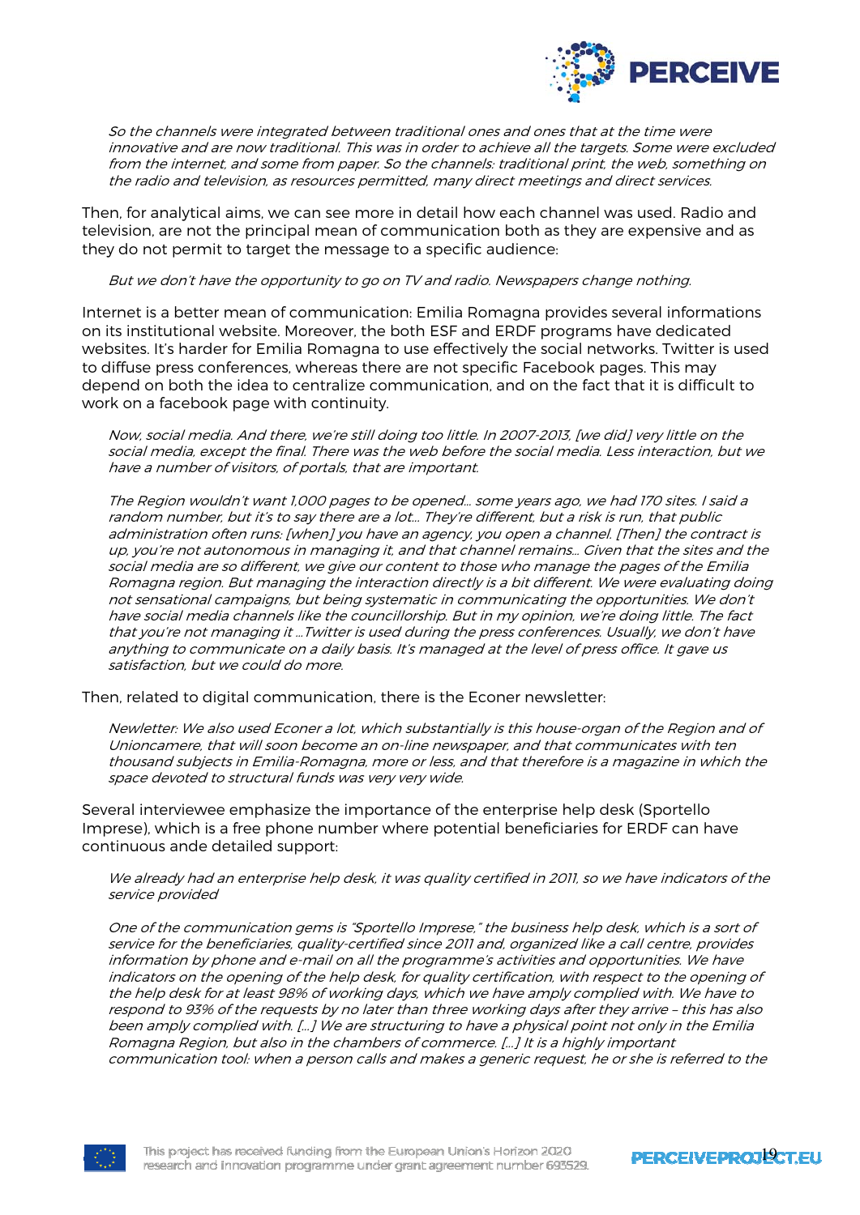*So the channels were integrated between traditional ones and ones that at the time were innovative and are now traditional. This was in order to achieve all the targets. Some were excluded from the internet, and some from paper. So the channels: traditional print, the web, something on the radio and television, as resources permitted, many direct meetings and direct services.*

Then, for analytical aims, we can see more in detail how each channel was used. Radio and television, are not the principal mean of communication both as they are expensive and as they do not permit to target the message to a specific audience:

*But we don't have the opportunity to go on TV and radio. Newspapers change nothing.*

Internet is a better mean of communication: Emilia Romagna provides several informations on its institutional website. Moreover, the both ESF and ERDF programs have dedicated websites. It's harder for Emilia Romagna to use effectively the social networks. Twitter is used to diffuse press conferences, whereas there are not specific Facebook pages. This may depend on both the idea to centralize communication, and on the fact that it is difficult to work on a facebook page with continuity.

*Now, social media. And there, we're still doing too little. In 2007-2013, [we did] very little on the social media, except the final. There was the web before the social media. Less interaction, but we have a number of visitors, of portals, that are important.*

*The Region wouldn't want 1,000 pages to be opened… some years ago, we had 170 sites. I said a random number, but it's to say there are a lot… They're different, but a risk is run, that public administration often runs: [when] you have an agency, you open a channel. [Then] the contract is up, you're not autonomous in managing it, and that channel remains… Given that the sites and the social media are so different, we give our content to those who manage the pages of the Emilia Romagna region. But managing the interaction directly is a bit different. We were evaluating doing not sensational campaigns, but being systematic in communicating the opportunities. We don't have social media channels like the councillorship. But in my opinion, we're doing little. The fact that you're not managing it …Twitter is used during the press conferences. Usually, we don't have anything to communicate on a daily basis. It's managed at the level of press office. It gave us satisfaction, but we could do more.*

Then, related to digital communication, there is the Econer newsletter:

*Newletter: We also used Econer a lot, which substantially is this house-organ of the Region and of Unioncamere, that will soon become an on-line newspaper, and that communicates with ten thousand subjects in Emilia-Romagna, more or less, and that therefore is a magazine in which the space devoted to structural funds was very very wide.*

Several interviewee emphasize the importance of the enterprise help desk (Sportello Imprese), which is a free phone number where potential beneficiaries for ERDF can have continuous ande detailed support:

*We already had an enterprise help desk, it was quality certified in 2011, so we have indicators of the service provided*

*One of the communication gems is "Sportello Imprese," the business help desk, which is a sort of service for the beneficiaries, quality-certified since 2011 and, organized like a call centre, provides information by phone and e-mail on all the programme's activities and opportunities. We have indicators on the opening of the help desk, for quality certification, with respect to the opening of the help desk for at least 98% of working days, which we have amply complied with. We have to respond to 93% of the requests by no later than three working days after they arrive – this has also been amply complied with. […] We are structuring to have a physical point not only in the Emilia Romagna Region, but also in the chambers of commerce. […] It is a highly important communication tool: when a person calls and makes a generic request, he or she is referred to the*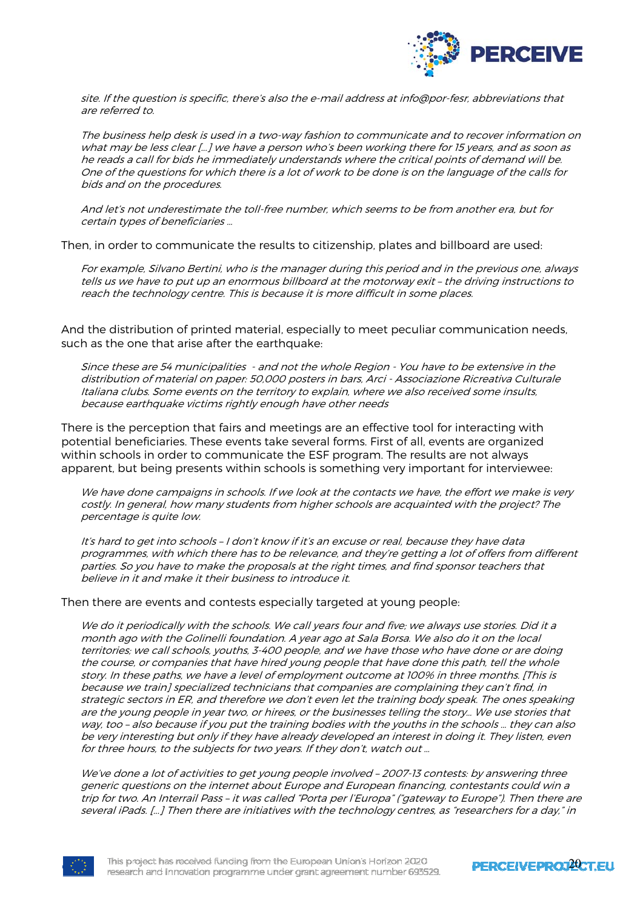*site. If the question is specific, there's also the e-mail address at info@por-fesr, abbreviations that are referred to.*

*The business help desk is used in a two-way fashion to communicate and to recover information on what may be less clear [...] we have a person who's been working there for 15 years, and as soon as he reads a call for bids he immediately understands where the critical points of demand will be. One of the questions for which there is a lot of work to be done is on the language of the calls for bids and on the procedures.*

*And let's not underestimate the toll-free number, which seems to be from another era, but for certain types of beneficiaries ...*

Then, in order to communicate the results to citizenship, plates and billboard are used:

*For example, Silvano Bertini, who is the manager during this period and in the previous one, always tells us we have to put up an enormous billboard at the motorway exit – the driving instructions to reach the technology centre. This is because it is more difficult in some places.*

And the distribution of printed material, especially to meet peculiar communication needs, such as the one that arise after the earthquake:

*Since these are 54 municipalities - and not the whole Region - You have to be extensive in the distribution of material on paper: 50,000 posters in bars, Arci - Associazione Ricreativa Culturale Italiana clubs. Some events on the territory to explain, where we also received some insults, because earthquake victims rightly enough have other needs*

There is the perception that fairs and meetings are an effective tool for interacting with potential beneficiaries. These events take several forms. First of all, events are organized within schools in order to communicate the ESF program. The results are not always apparent, but being presents within schools is something very important for interviewee:

*We have done campaigns in schools. If we look at the contacts we have, the effort we make is very costly. In general, how many students from higher schools are acquainted with the project? The percentage is quite low.*

*It's hard to get into schools – I don't know if it's an excuse or real, because they have data programmes, with which there has to be relevance, and they're getting a lot of offers from different parties. So you have to make the proposals at the right times, and find sponsor teachers that believe in it and make it their business to introduce it.*

Then there are events and contests especially targeted at young people:

*We do it periodically with the schools. We call years four and five; we always use stories. Did it a month ago with the Golinelli foundation. A year ago at Sala Borsa. We also do it on the local territories; we call schools, youths, 3-400 people, and we have those who have done or are doing the course, or companies that have hired young people that have done this path, tell the whole story. In these paths, we have a level of employment outcome at 100% in three months. [This is because we train] specialized technicians that companies are complaining they can't find, in strategic sectors in ER, and therefore we don't even let the training body speak. The ones speaking are the young people in year two, or hirees, or the businesses telling the story... We use stories that way, too – also because if you put the training bodies with the youths in the schools ... they can also be very interesting but only if they have already developed an interest in doing it. They listen, even for three hours, to the subjects for two years. If they don't, watch out ...*

*We've done a lot of activities to get young people involved – 2007-13 contests: by answering three generic questions on the internet about Europe and European financing, contestants could win a trip for two. An Interrail Pass – it was called "Porta per l'Europa" ("gateway to Europe"). Then there are several iPads. [...] Then there are initiatives with the technology centres, as "researchers for a day," in*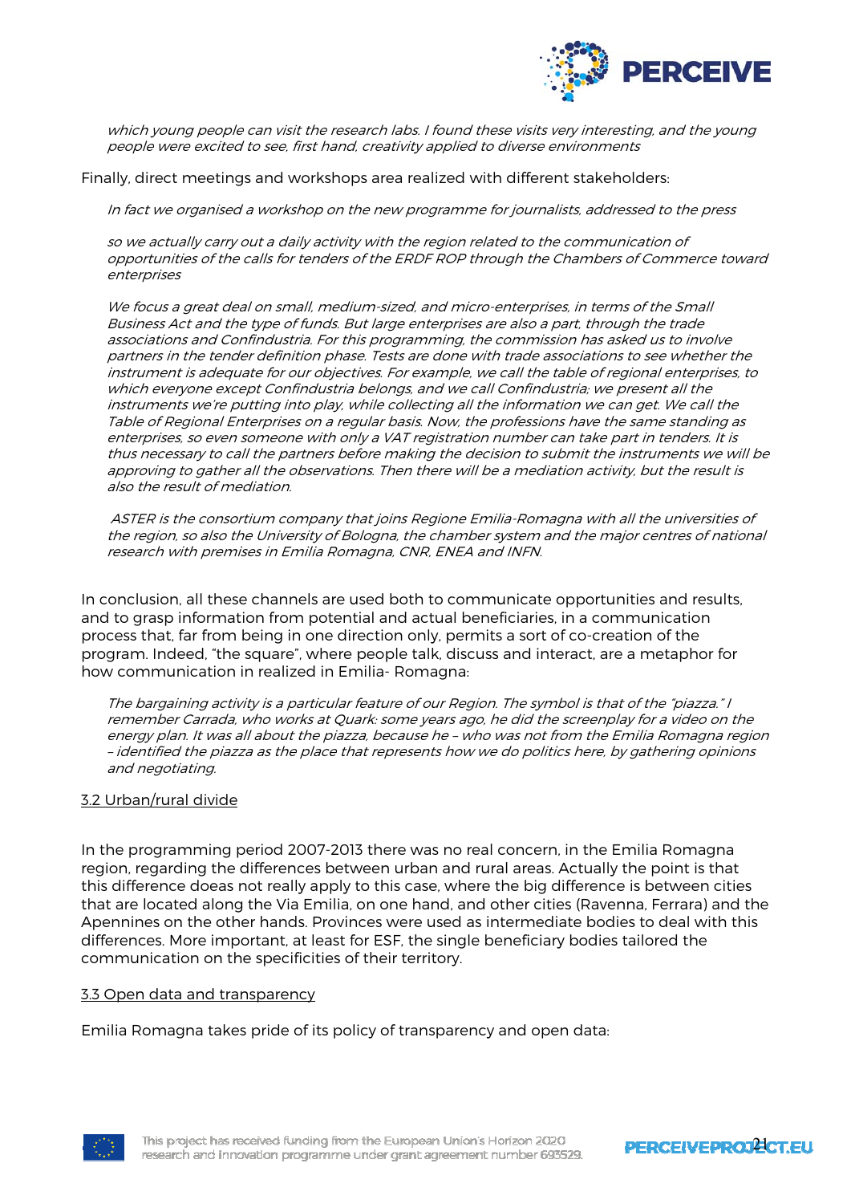*which young people can visit the research labs. I found these visits very interesting, and the young people were excited to see, first hand, creativity applied to diverse environments*

Finally, direct meetings and workshops area realized with different stakeholders:

> *In fact we organised a workshop on the new programme for journalists, addressed to the press*

> *so we actually carry out a daily activity with the region related to the communication of opportunities of the calls for tenders of the ERDF ROP through the Chambers of Commerce toward enterprises*

> *We focus a great deal on small, medium-sized, and micro-enterprises, in terms of the Small Business Act and the type of funds. But large enterprises are also a part, through the trade associations and Confindustria. For this programming, the commission has asked us to involve partners in the tender definition phase. Tests are done with trade associations to see whether the instrument is adequate for our objectives. For example, we call the table of regional enterprises, to which everyone except Confindustria belongs, and we call Confindustria; we present all the instruments we're putting into play, while collecting all the information we can get. We call the Table of Regional Enterprises on a regular basis. Now, the professions have the same standing as enterprises, so even someone with only a VAT registration number can take part in tenders. It is thus necessary to call the partners before making the decision to submit the instruments we will be approving to gather all the observations. Then there will be a mediation activity, but the result is also the result of mediation.*

> *ASTER is the consortium company that joins Regione Emilia-Romagna with all the universities of the region, so also the University of Bologna, the chamber system and the major centres of national research with premises in Emilia Romagna, CNR, ENEA and INFN.*

In conclusion, all these channels are used both to communicate opportunities and results, and to grasp information from potential and actual beneficiaries, in a communication process that, far from being in one direction only, permits a sort of co-creation of the program. Indeed, "the square", where people talk, discuss and interact, are a metaphor for how communication in realized in Emilia- Romagna:

> *The bargaining activity is a particular feature of our Region. The symbol is that of the "piazza." I remember Carrada, who works at Quark: some years ago, he did the screenplay for a video on the energy plan. It was all about the piazza, because he – who was not from the Emilia Romagna region – identified the piazza as the place that represents how we do politics here, by gathering opinions and negotiating.*

### 3.2 Urban/rural divide

In the programming period 2007-2013 there was no real concern, in the Emilia Romagna region, regarding the differences between urban and rural areas. Actually the point is that this difference doeas not really apply to this case, where the big difference is between cities that are located along the Via Emilia, on one hand, and other cities (Ravenna, Ferrara) and the Apennines on the other hands. Provinces were used as intermediate bodies to deal with this differences. More important, at least for ESF, the single beneficiary bodies tailored the communication on the specificities of their territory.

### 3.3 Open data and transparency

Emilia Romagna takes pride of its policy of transparency and open data: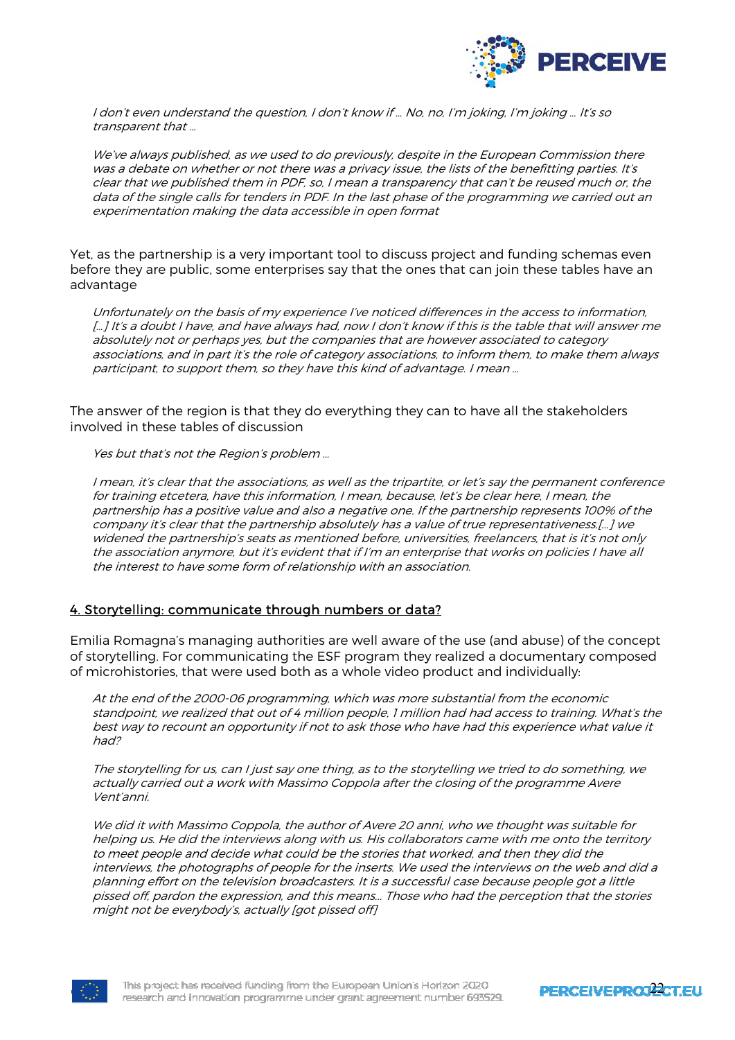*I don't even understand the question, I don't know if … No, no, I'm joking, I'm joking … It's so transparent that …*

*We've always published, as we used to do previously, despite in the European Commission there was a debate on whether or not there was a privacy issue, the lists of the benefitting parties. It's clear that we published them in PDF, so, I mean a transparency that can't be reused much or, the data of the single calls for tenders in PDF. In the last phase of the programming we carried out an experimentation making the data accessible in open format*

Yet, as the partnership is a very important tool to discuss project and funding schemas even before they are public, some enterprises say that the ones that can join these tables have an advantage

*Unfortunately on the basis of my experience I've noticed differences in the access to information, […] It's a doubt I have, and have always had, now I don't know if this is the table that will answer me absolutely not or perhaps yes, but the companies that are however associated to category associations, and in part it's the role of category associations, to inform them, to make them always participant, to support them, so they have this kind of advantage. I mean …*

The answer of the region is that they do everything they can to have all the stakeholders involved in these tables of discussion

*Yes but that's not the Region's problem …*

*I mean, it's clear that the associations, as well as the tripartite, or let's say the permanent conference for training etcetera, have this information, I mean, because, let's be clear here, I mean, the partnership has a positive value and also a negative one. If the partnership represents 100% of the company it's clear that the partnership absolutely has a value of true representativeness.[…] we widened the partnership's seats as mentioned before, universities, freelancers, that is it's not only the association anymore, but it's evident that if I'm an enterprise that works on policies I have all the interest to have some form of relationship with an association.*

## 4. Storytelling: communicate through numbers or data?

Emilia Romagna's managing authorities are well aware of the use (and abuse) of the concept of storytelling. For communicating the ESF program they realized a documentary composed of microhistories, that were used both as a whole video product and individually:

*At the end of the 2000-06 programming, which was more substantial from the economic standpoint, we realized that out of 4 million people, 1 million had had access to training. What's the best way to recount an opportunity if not to ask those who have had this experience what value it had?*

*The storytelling for us, can I just say one thing, as to the storytelling we tried to do something, we actually carried out a work with Massimo Coppola after the closing of the programme Avere Vent'anni.*

*We did it with Massimo Coppola, the author of Avere 20 anni, who we thought was suitable for helping us. He did the interviews along with us. His collaborators came with me onto the territory to meet people and decide what could be the stories that worked, and then they did the interviews, the photographs of people for the inserts. We used the interviews on the web and did a planning effort on the television broadcasters. It is a successful case because people got a little pissed off, pardon the expression, and this means… Those who had the perception that the stories might not be everybody's, actually [got pissed off]*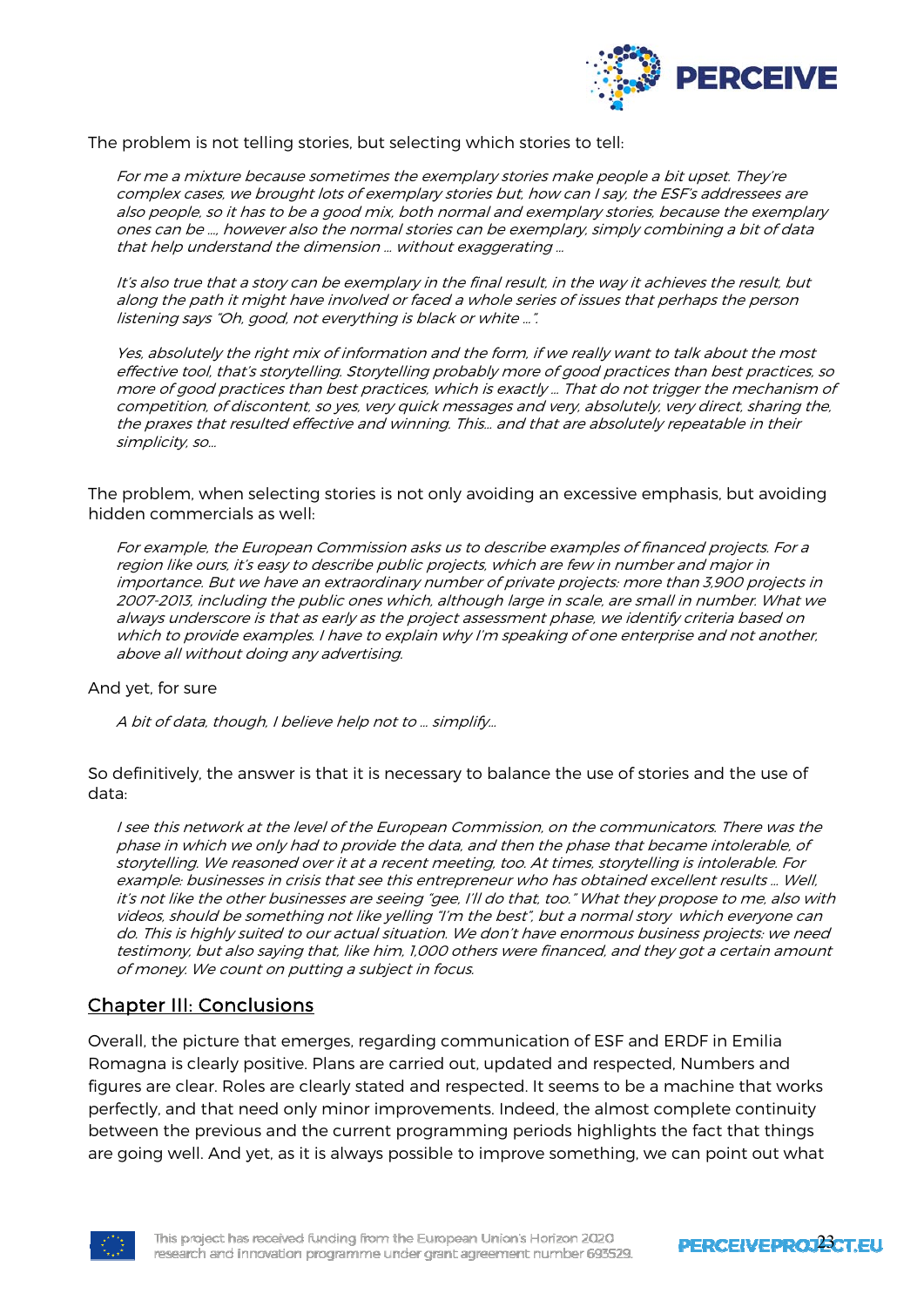The problem is not telling stories, but selecting which stories to tell:

> *For me a mixture because sometimes the exemplary stories make people a bit upset. They're complex cases, we brought lots of exemplary stories but, how can I say, the ESF's addressees are also people, so it has to be a good mix, both normal and exemplary stories, because the exemplary ones can be ..., however also the normal stories can be exemplary, simply combining a bit of data that help understand the dimension ... without exaggerating ...*
>
> *It's also true that a story can be exemplary in the final result, in the way it achieves the result, but along the path it might have involved or faced a whole series of issues that perhaps the person listening says "Oh, good, not everything is black or white ...".*
>
> *Yes, absolutely the right mix of information and the form, if we really want to talk about the most effective tool, that's storytelling. Storytelling probably more of good practices than best practices, so more of good practices than best practices, which is exactly ... That do not trigger the mechanism of competition, of discontent, so yes, very quick messages and very, absolutely, very direct, sharing the, the praxes that resulted effective and winning. This... and that are absolutely repeatable in their simplicity, so...*

The problem, when selecting stories is not only avoiding an excessive emphasis, but avoiding hidden commercials as well:

> *For example, the European Commission asks us to describe examples of financed projects. For a region like ours, it's easy to describe public projects, which are few in number and major in importance. But we have an extraordinary number of private projects: more than 3,900 projects in 2007-2013, including the public ones which, although large in scale, are small in number. What we always underscore is that as early as the project assessment phase, we identify criteria based on which to provide examples. I have to explain why I'm speaking of one enterprise and not another, above all without doing any advertising.*

And yet, for sure

> *A bit of data, though, I believe help not to ... simplify...*

So definitively, the answer is that it is necessary to balance the use of stories and the use of data:

> *I see this network at the level of the European Commission, on the communicators. There was the phase in which we only had to provide the data, and then the phase that became intolerable, of storytelling. We reasoned over it at a recent meeting, too. At times, storytelling is intolerable. For example: businesses in crisis that see this entrepreneur who has obtained excellent results ... Well, it's not like the other businesses are seeing "gee, I'll do that, too." What they propose to me, also with videos, should be something not like yelling "I'm the best", but a normal story which everyone can do. This is highly suited to our actual situation. We don't have enormous business projects: we need testimony, but also saying that, like him, 1,000 others were financed, and they got a certain amount of money. We count on putting a subject in focus.*

## Chapter III: Conclusions

Overall, the picture that emerges, regarding communication of ESF and ERDF in Emilia Romagna is clearly positive. Plans are carried out, updated and respected, Numbers and figures are clear. Roles are clearly stated and respected. It seems to be a machine that works perfectly, and that need only minor improvements. Indeed, the almost complete continuity between the previous and the current programming periods highlights the fact that things are going well. And yet, as it is always possible to improve something, we can point out what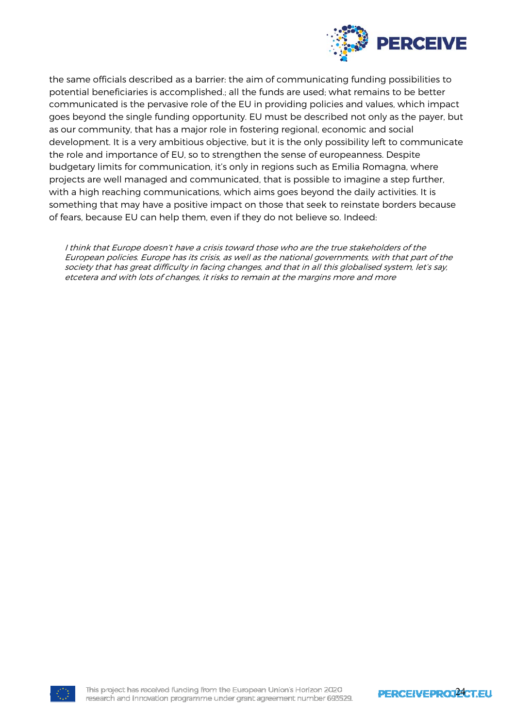the same officials described as a barrier: the aim of communicating funding possibilities to potential beneficiaries is accomplished.; all the funds are used; what remains to be better communicated is the pervasive role of the EU in providing policies and values, which impact goes beyond the single funding opportunity. EU must be described not only as the payer, but as our community, that has a major role in fostering regional, economic and social development. It is a very ambitious objective, but it is the only possibility left to communicate the role and importance of EU, so to strengthen the sense of europeanness. Despite budgetary limits for communication, it's only in regions such as Emilia Romagna, where projects are well managed and communicated, that is possible to imagine a step further, with a high reaching communications, which aims goes beyond the daily activities. It is something that may have a positive impact on those that seek to reinstate borders because of fears, because EU can help them, even if they do not believe so. Indeed:

> *I think that Europe doesn't have a crisis toward those who are the true stakeholders of the European policies. Europe has its crisis, as well as the national governments, with that part of the society that has great difficulty in facing changes, and that in all this globalised system, let's say, etcetera and with lots of changes, it risks to remain at the margins more and more*